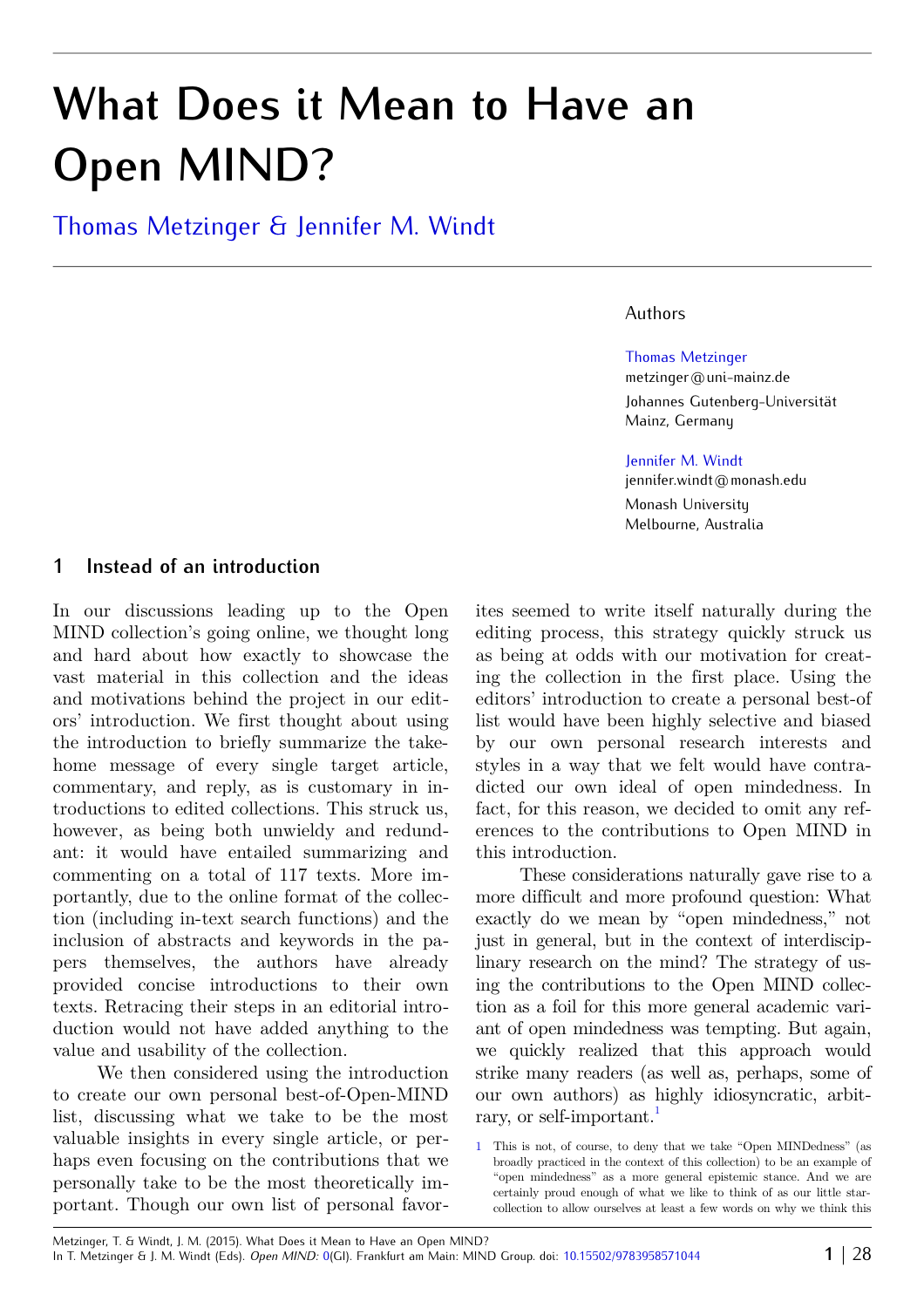# What Does it Mean to Have an Open MIND?

## Thomas Metzinger & Jennifer M. Windt

Authors

Thomas Metzinger
metzinger@uni-mainz.de
Johannes Gutenberg-Universität
Mainz, Germany

Jennifer M. Windt
jennifer.windt@monash.edu
Monash University
Melbourne, Australia

## 1 Instead of an introduction

In our discussions leading up to the Open MIND collection's going online, we thought long and hard about how exactly to showcase the vast material in this collection and the ideas and motivations behind the project in our editors' introduction. We first thought about using the introduction to briefly summarize the take-home message of every single target article, commentary, and reply, as is customary in introductions to edited collections. This struck us, however, as being both unwieldy and redundant: it would have entailed summarizing and commenting on a total of 117 texts. More importantly, due to the online format of the collection (including in-text search functions) and the inclusion of abstracts and keywords in the papers themselves, the authors have already provided concise introductions to their own texts. Retracing their steps in an editorial introduction would not have added anything to the value and usability of the collection.

We then considered using the introduction to create our own personal best-of-Open-MIND list, discussing what we take to be the most valuable insights in every single article, or perhaps even focusing on the contributions that we personally take to be the most theoretically important. Though our own list of personal favorites seemed to write itself naturally during the editing process, this strategy quickly struck us as being at odds with our motivation for creating the collection in the first place. Using the editors' introduction to create a personal best-of list would have been highly selective and biased by our own personal research interests and styles in a way that we felt would have contradicted our own ideal of open mindedness. In fact, for this reason, we decided to omit any references to the contributions to Open MIND in this introduction.

These considerations naturally gave rise to a more difficult and more profound question: What exactly do we mean by "open mindedness," not just in general, but in the context of interdisciplinary research on the mind? The strategy of using the contributions to the Open MIND collection as a foil for this more general academic variant of open mindedness was tempting. But again, we quickly realized that this approach would strike many readers (as well as, perhaps, some of our own authors) as highly idiosyncratic, arbitrary, or self-important.[1]

[1] This is not, of course, to deny that we take "Open MINDedness" (as broadly practiced in the context of this collection) to be an example of "open mindedness" as a more general epistemic stance. And we are certainly proud enough of what we like to think of as our little star-collection to allow ourselves at least a few words on why we think this

Metzinger, T. & Windt, J. M. (2015). What Does it Mean to Have an Open MIND?
In T. Metzinger & J. M. Windt (Eds). *Open MIND:* 0(GI). Frankfurt am Main: MIND Group. doi: 10.15502/9783958571044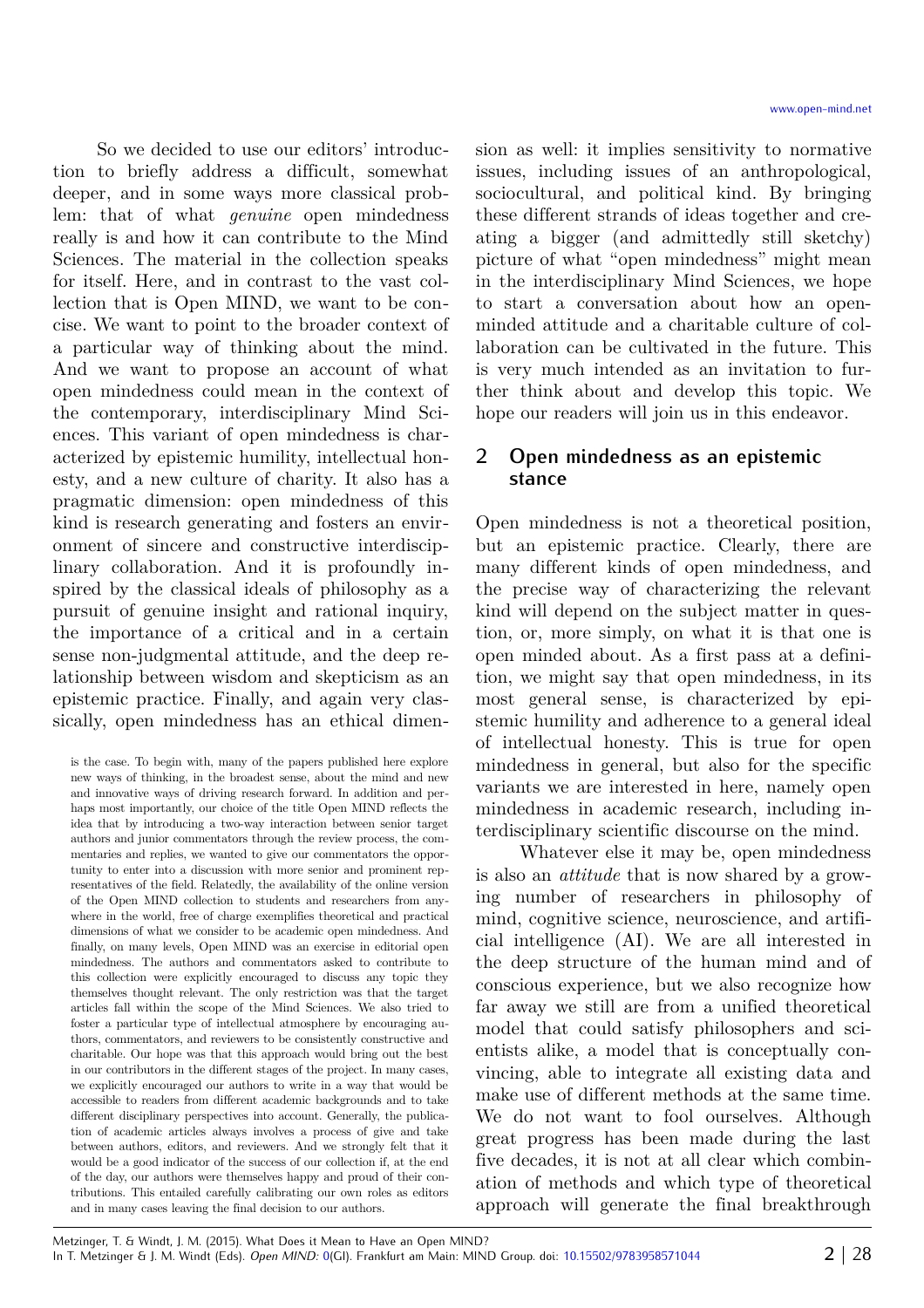So we decided to use our editors' introduction to briefly address a difficult, somewhat deeper, and in some ways more classical problem: that of what *genuine* open mindedness really is and how it can contribute to the Mind Sciences. The material in the collection speaks for itself. Here, and in contrast to the vast collection that is Open MIND, we want to be concise. We want to point to the broader context of a particular way of thinking about the mind. And we want to propose an account of what open mindedness could mean in the context of the contemporary, interdisciplinary Mind Sciences. This variant of open mindedness is characterized by epistemic humility, intellectual honesty, and a new culture of charity. It also has a pragmatic dimension: open mindedness of this kind is research generating and fosters an environment of sincere and constructive interdisciplinary collaboration. And it is profoundly inspired by the classical ideals of philosophy as a pursuit of genuine insight and rational inquiry, the importance of a critical and in a certain sense non-judgmental attitude, and the deep relationship between wisdom and skepticism as an epistemic practice. Finally, and again very classically, open mindedness has an ethical dimension as well: it implies sensitivity to normative issues, including issues of an anthropological, sociocultural, and political kind. By bringing these different strands of ideas together and creating a bigger (and admittedly still sketchy) picture of what "open mindedness" might mean in the interdisciplinary Mind Sciences, we hope to start a conversation about how an open-minded attitude and a charitable culture of collaboration can be cultivated in the future. This is very much intended as an invitation to further think about and develop this topic. We hope our readers will join us in this endeavor.

## 2 Open mindedness as an epistemic stance

Open mindedness is not a theoretical position, but an epistemic practice. Clearly, there are many different kinds of open mindedness, and the precise way of characterizing the relevant kind will depend on the subject matter in question, or, more simply, on what it is that one is open minded about. As a first pass at a definition, we might say that open mindedness, in its most general sense, is characterized by epistemic humility and adherence to a general ideal of intellectual honesty. This is true for open mindedness in general, but also for the specific variants we are interested in here, namely open mindedness in academic research, including interdisciplinary scientific discourse on the mind.

Whatever else it may be, open mindedness is also an *attitude* that is now shared by a growing number of researchers in philosophy of mind, cognitive science, neuroscience, and artificial intelligence (AI). We are all interested in the deep structure of the human mind and of conscious experience, but we also recognize how far away we still are from a unified theoretical model that could satisfy philosophers and scientists alike, a model that is conceptually convincing, able to integrate all existing data and make use of different methods at the same time. We do not want to fool ourselves. Although great progress has been made during the last five decades, it is not at all clear which combination of methods and which type of theoretical approach will generate the final breakthrough

is the case. To begin with, many of the papers published here explore new ways of thinking, in the broadest sense, about the mind and new and innovative ways of driving research forward. In addition and perhaps most importantly, our choice of the title Open MIND reflects the idea that by introducing a two-way interaction between senior target authors and junior commentators through the review process, the commentaries and replies, we wanted to give our commentators the opportunity to enter into a discussion with more senior and prominent representatives of the field. Relatedly, the availability of the online version of the Open MIND collection to students and researchers from anywhere in the world, free of charge exemplifies theoretical and practical dimensions of what we consider to be academic open mindedness. And finally, on many levels, Open MIND was an exercise in editorial open mindedness. The authors and commentators asked to contribute to this collection were explicitly encouraged to discuss any topic they themselves thought relevant. The only restriction was that the target articles fall within the scope of the Mind Sciences. We also tried to foster a particular type of intellectual atmosphere by encouraging authors, commentators, and reviewers to be consistently constructive and charitable. Our hope was that this approach would bring out the best in our contributors in the different stages of the project. In many cases, we explicitly encouraged our authors to write in a way that would be accessible to readers from different academic backgrounds and to take different disciplinary perspectives into account. Generally, the publication of academic articles always involves a process of give and take between authors, editors, and reviewers. And we strongly felt that it would be a good indicator of the success of our collection if, at the end of the day, our authors were themselves happy and proud of their contributions. This entailed carefully calibrating our own roles as editors and in many cases leaving the final decision to our authors.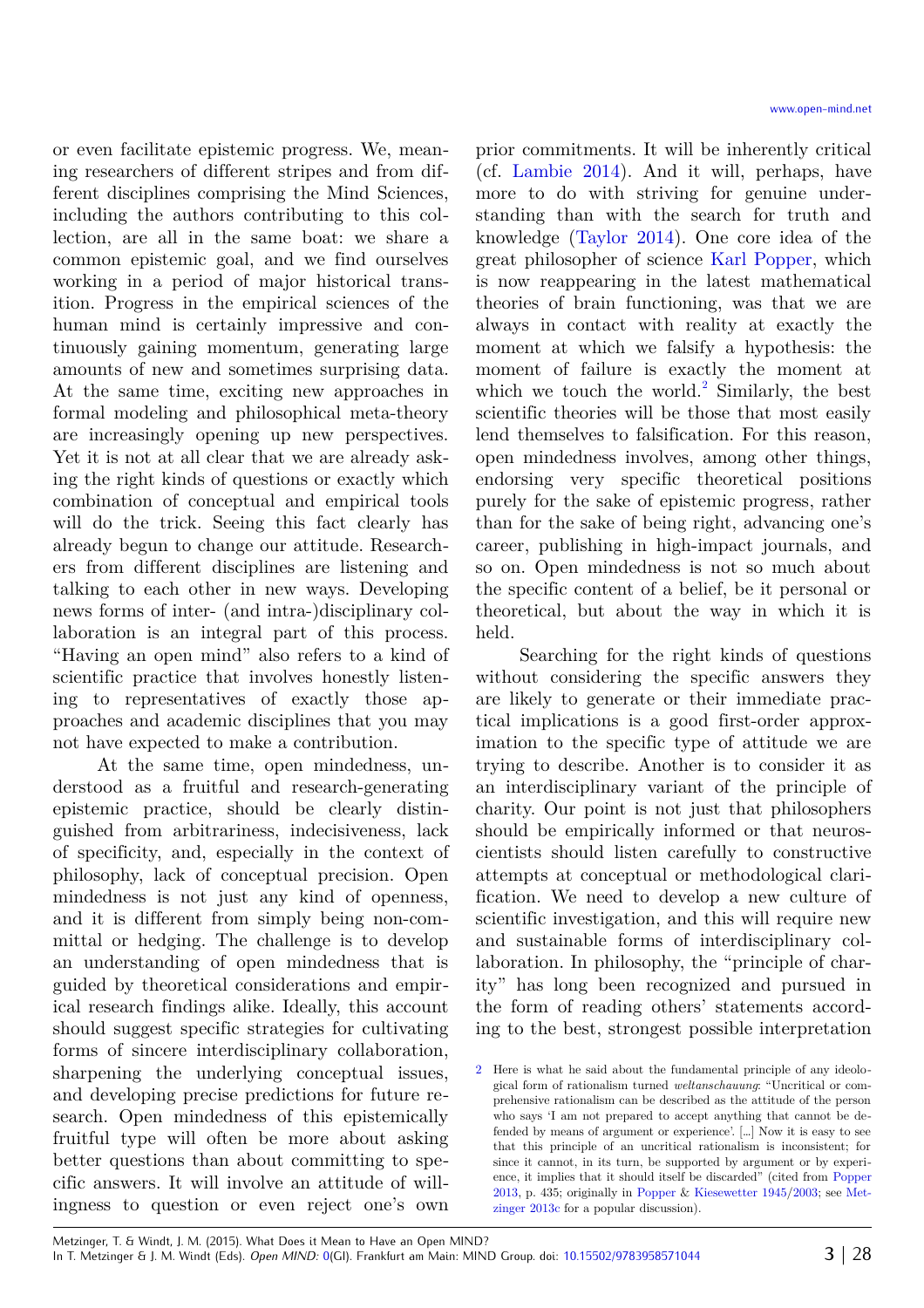or even facilitate epistemic progress. We, meaning researchers of different stripes and from different disciplines comprising the Mind Sciences, including the authors contributing to this collection, are all in the same boat: we share a common epistemic goal, and we find ourselves working in a period of major historical transition. Progress in the empirical sciences of the human mind is certainly impressive and continuously gaining momentum, generating large amounts of new and sometimes surprising data. At the same time, exciting new approaches in formal modeling and philosophical meta-theory are increasingly opening up new perspectives. Yet it is not at all clear that we are already asking the right kinds of questions or exactly which combination of conceptual and empirical tools will do the trick. Seeing this fact clearly has already begun to change our attitude. Researchers from different disciplines are listening and talking to each other in new ways. Developing news forms of inter- (and intra-)disciplinary collaboration is an integral part of this process. "Having an open mind" also refers to a kind of scientific practice that involves honestly listening to representatives of exactly those approaches and academic disciplines that you may not have expected to make a contribution.

At the same time, open mindedness, understood as a fruitful and research-generating epistemic practice, should be clearly distinguished from arbitrariness, indecisiveness, lack of specificity, and, especially in the context of philosophy, lack of conceptual precision. Open mindedness is not just any kind of openness, and it is different from simply being non-committal or hedging. The challenge is to develop an understanding of open mindedness that is guided by theoretical considerations and empirical research findings alike. Ideally, this account should suggest specific strategies for cultivating forms of sincere interdisciplinary collaboration, sharpening the underlying conceptual issues, and developing precise predictions for future research. Open mindedness of this epistemically fruitful type will often be more about asking better questions than about committing to specific answers. It will involve an attitude of willingness to question or even reject one's own prior commitments. It will be inherently critical (cf. Lambie 2014). And it will, perhaps, have more to do with striving for genuine understanding than with the search for truth and knowledge (Taylor 2014). One core idea of the great philosopher of science Karl Popper, which is now reappearing in the latest mathematical theories of brain functioning, was that we are always in contact with reality at exactly the moment at which we falsify a hypothesis: the moment of failure is exactly the moment at which we touch the world.[2] Similarly, the best scientific theories will be those that most easily lend themselves to falsification. For this reason, open mindedness involves, among other things, endorsing very specific theoretical positions purely for the sake of epistemic progress, rather than for the sake of being right, advancing one's career, publishing in high-impact journals, and so on. Open mindedness is not so much about the specific content of a belief, be it personal or theoretical, but about the way in which it is held.

Searching for the right kinds of questions without considering the specific answers they are likely to generate or their immediate practical implications is a good first-order approximation to the specific type of attitude we are trying to describe. Another is to consider it as an interdisciplinary variant of the principle of charity. Our point is not just that philosophers should be empirically informed or that neuroscientists should listen carefully to constructive attempts at conceptual or methodological clarification. We need to develop a new culture of scientific investigation, and this will require new and sustainable forms of interdisciplinary collaboration. In philosophy, the "principle of charity" has long been recognized and pursued in the form of reading others' statements according to the best, strongest possible interpretation

[2] Here is what he said about the fundamental principle of any ideological form of rationalism turned *weltanschauung*: "Uncritical or comprehensive rationalism can be described as the attitude of the person who says 'I am not prepared to accept anything that cannot be defended by means of argument or experience'. [...] Now it is easy to see that this principle of an uncritical rationalism is inconsistent; for since it cannot, in its turn, be supported by argument or by experience, it implies that it should itself be discarded" (cited from Popper 2013, p. 435; originally in Popper & Kiesewetter 1945/2003; see Metzinger 2013c for a popular discussion).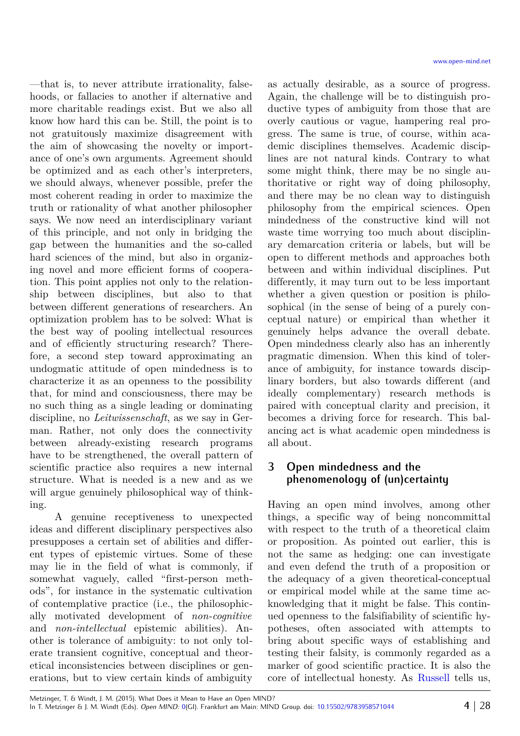—that is, to never attribute irrationality, falsehoods, or fallacies to another if alternative and more charitable readings exist. But we also all know how hard this can be. Still, the point is to not gratuitously maximize disagreement with the aim of showcasing the novelty or importance of one's own arguments. Agreement should be optimized and as each other's interpreters, we should always, whenever possible, prefer the most coherent reading in order to maximize the truth or rationality of what another philosopher says. We now need an interdisciplinary variant of this principle, and not only in bridging the gap between the humanities and the so-called hard sciences of the mind, but also in organizing novel and more efficient forms of cooperation. This point applies not only to the relationship between disciplines, but also to that between different generations of researchers. An optimization problem has to be solved: What is the best way of pooling intellectual resources and of efficiently structuring research? Therefore, a second step toward approximating an undogmatic attitude of open mindedness is to characterize it as an openness to the possibility that, for mind and consciousness, there may be no such thing as a single leading or dominating discipline, no *Leitwissenschaft*, as we say in German. Rather, not only does the connectivity between already-existing research programs have to be strengthened, the overall pattern of scientific practice also requires a new internal structure. What is needed is a new and as we will argue genuinely philosophical way of thinking.

A genuine receptiveness to unexpected ideas and different disciplinary perspectives also presupposes a certain set of abilities and different types of epistemic virtues. Some of these may lie in the field of what is commonly, if somewhat vaguely, called "first-person methods", for instance in the systematic cultivation of contemplative practice (i.e., the philosophically motivated development of *non-cognitive* and *non-intellectual* epistemic abilities). Another is tolerance of ambiguity: to not only tolerate transient cognitive, conceptual and theoretical inconsistencies between disciplines or generations, but to view certain kinds of ambiguity as actually desirable, as a source of progress. Again, the challenge will be to distinguish productive types of ambiguity from those that are overly cautious or vague, hampering real progress. The same is true, of course, within academic disciplines themselves. Academic disciplines are not natural kinds. Contrary to what some might think, there may be no single authoritative or right way of doing philosophy, and there may be no clean way to distinguish philosophy from the empirical sciences. Open mindedness of the constructive kind will not waste time worrying too much about disciplinary demarcation criteria or labels, but will be open to different methods and approaches both between and within individual disciplines. Put differently, it may turn out to be less important whether a given question or position is philosophical (in the sense of being of a purely conceptual nature) or empirical than whether it genuinely helps advance the overall debate. Open mindedness clearly also has an inherently pragmatic dimension. When this kind of tolerance of ambiguity, for instance towards disciplinary borders, but also towards different (and ideally complementary) research methods is paired with conceptual clarity and precision, it becomes a driving force for research. This balancing act is what academic open mindedness is all about.

## 3 Open mindedness and the phenomenology of (un)certainty

Having an open mind involves, among other things, a specific way of being noncommittal with respect to the truth of a theoretical claim or proposition. As pointed out earlier, this is not the same as hedging: one can investigate and even defend the truth of a proposition or the adequacy of a given theoretical-conceptual or empirical model while at the same time acknowledging that it might be false. This continued openness to the falsifiability of scientific hypotheses, often associated with attempts to bring about specific ways of establishing and testing their falsity, is commonly regarded as a marker of good scientific practice. It is also the core of intellectual honesty. As Russell tells us,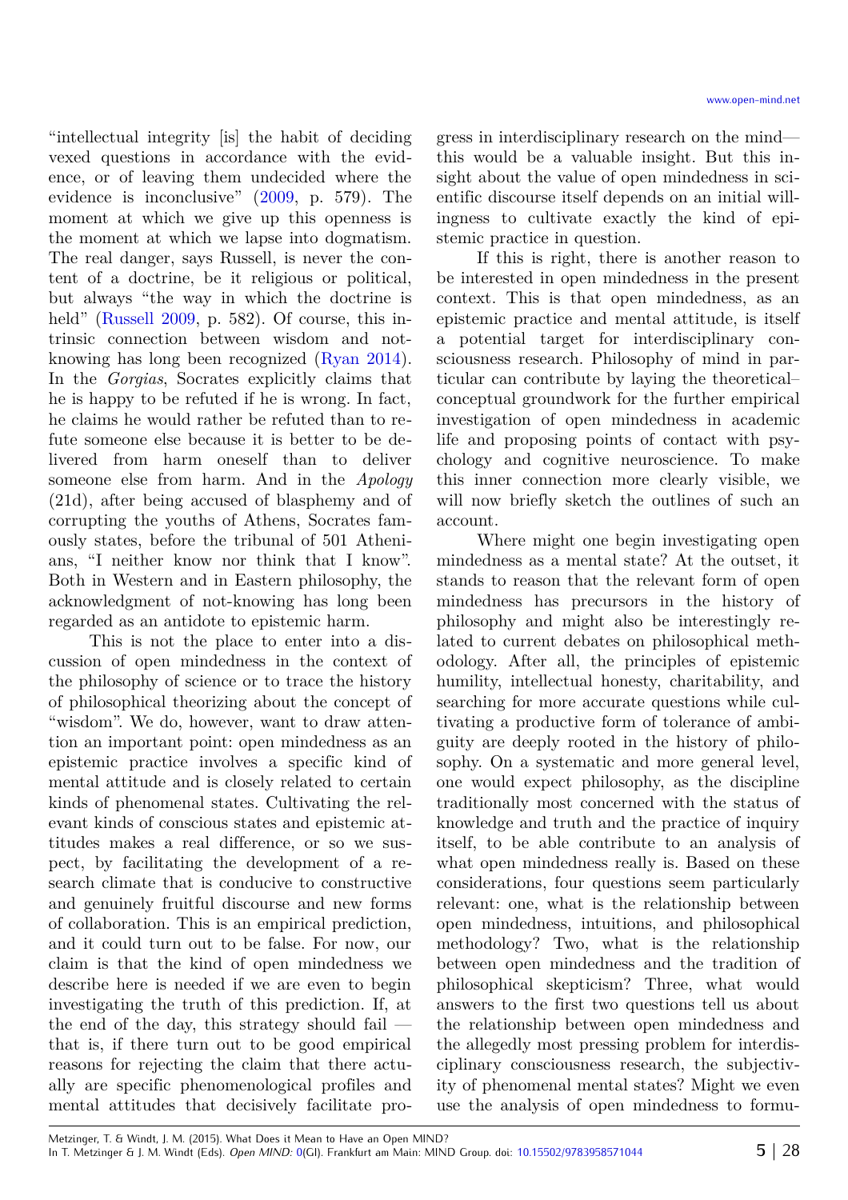"intellectual integrity [is] the habit of deciding vexed questions in accordance with the evidence, or of leaving them undecided where the evidence is inconclusive" (2009, p. 579). The moment at which we give up this openness is the moment at which we lapse into dogmatism. The real danger, says Russell, is never the content of a doctrine, be it religious or political, but always "the way in which the doctrine is held" (Russell 2009, p. 582). Of course, this intrinsic connection between wisdom and not-knowing has long been recognized (Ryan 2014). In the *Gorgias*, Socrates explicitly claims that he is happy to be refuted if he is wrong. In fact, he claims he would rather be refuted than to refute someone else because it is better to be delivered from harm oneself than to deliver someone else from harm. And in the *Apology* (21d), after being accused of blasphemy and of corrupting the youths of Athens, Socrates famously states, before the tribunal of 501 Athenians, "I neither know nor think that I know". Both in Western and in Eastern philosophy, the acknowledgment of not-knowing has long been regarded as an antidote to epistemic harm.

This is not the place to enter into a discussion of open mindedness in the context of the philosophy of science or to trace the history of philosophical theorizing about the concept of "wisdom". We do, however, want to draw attention an important point: open mindedness as an epistemic practice involves a specific kind of mental attitude and is closely related to certain kinds of phenomenal states. Cultivating the relevant kinds of conscious states and epistemic attitudes makes a real difference, or so we suspect, by facilitating the development of a research climate that is conducive to constructive and genuinely fruitful discourse and new forms of collaboration. This is an empirical prediction, and it could turn out to be false. For now, our claim is that the kind of open mindedness we describe here is needed if we are even to begin investigating the truth of this prediction. If, at the end of the day, this strategy should fail — that is, if there turn out to be good empirical reasons for rejecting the claim that there actually are specific phenomenological profiles and mental attitudes that decisively facilitate progress in interdisciplinary research on the mind—this would be a valuable insight. But this insight about the value of open mindedness in scientific discourse itself depends on an initial willingness to cultivate exactly the kind of epistemic practice in question.

If this is right, there is another reason to be interested in open mindedness in the present context. This is that open mindedness, as an epistemic practice and mental attitude, is itself a potential target for interdisciplinary consciousness research. Philosophy of mind in particular can contribute by laying the theoretical–conceptual groundwork for the further empirical investigation of open mindedness in academic life and proposing points of contact with psychology and cognitive neuroscience. To make this inner connection more clearly visible, we will now briefly sketch the outlines of such an account.

Where might one begin investigating open mindedness as a mental state? At the outset, it stands to reason that the relevant form of open mindedness has precursors in the history of philosophy and might also be interestingly related to current debates on philosophical methodology. After all, the principles of epistemic humility, intellectual honesty, charitability, and searching for more accurate questions while cultivating a productive form of tolerance of ambiguity are deeply rooted in the history of philosophy. On a systematic and more general level, one would expect philosophy, as the discipline traditionally most concerned with the status of knowledge and truth and the practice of inquiry itself, to be able contribute to an analysis of what open mindedness really is. Based on these considerations, four questions seem particularly relevant: one, what is the relationship between open mindedness, intuitions, and philosophical methodology? Two, what is the relationship between open mindedness and the tradition of philosophical skepticism? Three, what would answers to the first two questions tell us about the relationship between open mindedness and the allegedly most pressing problem for interdisciplinary consciousness research, the subjectivity of phenomenal mental states? Might we even use the analysis of open mindedness to formu-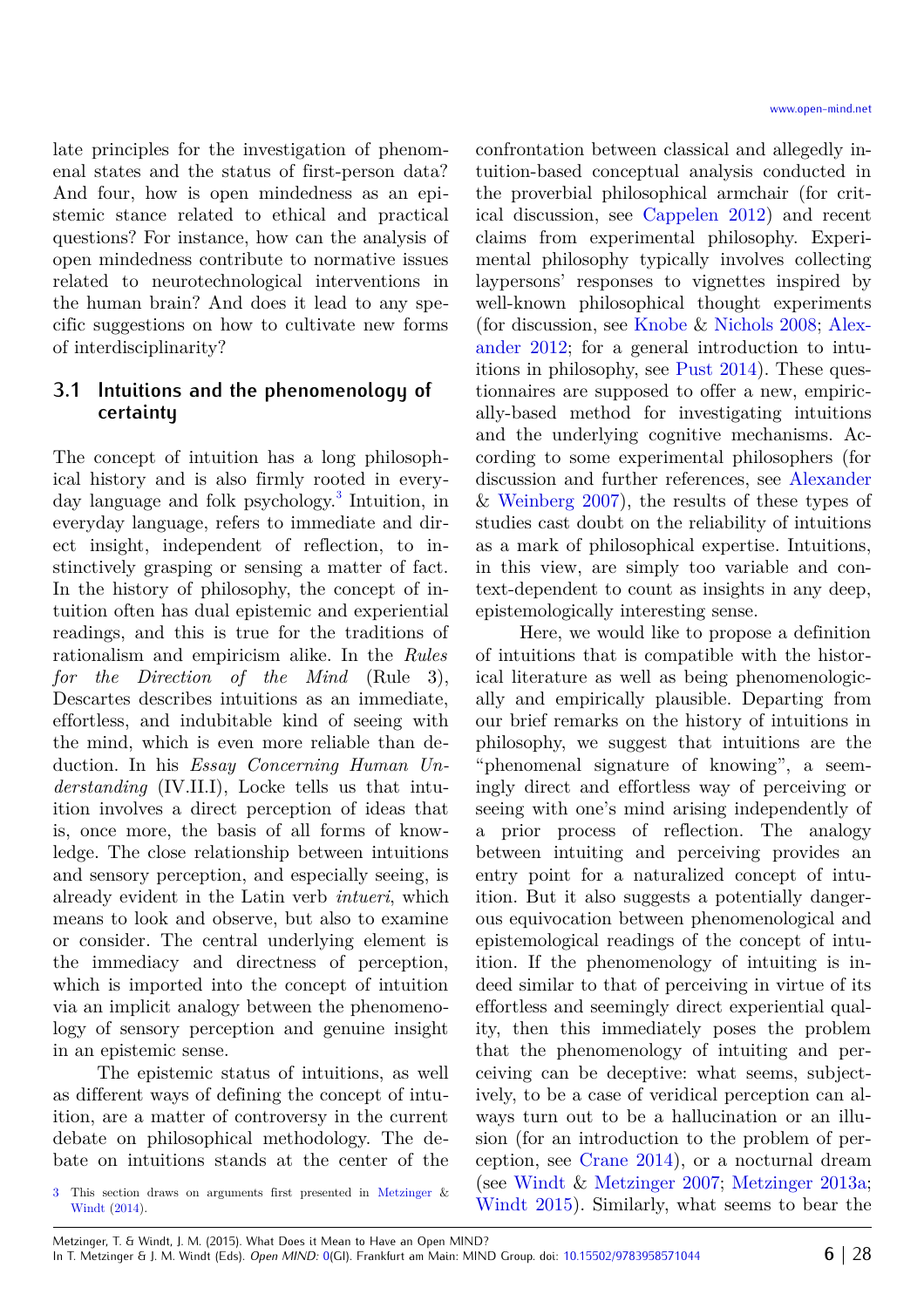late principles for the investigation of phenomenal states and the status of first-person data? And four, how is open mindedness as an epistemic stance related to ethical and practical questions? For instance, how can the analysis of open mindedness contribute to normative issues related to neurotechnological interventions in the human brain? And does it lead to any specific suggestions on how to cultivate new forms of interdisciplinarity?

## 3.1 Intuitions and the phenomenology of certainty

The concept of intuition has a long philosophical history and is also firmly rooted in everyday language and folk psychology.[3] Intuition, in everyday language, refers to immediate and direct insight, independent of reflection, to instinctively grasping or sensing a matter of fact. In the history of philosophy, the concept of intuition often has dual epistemic and experiential readings, and this is true for the traditions of rationalism and empiricism alike. In the *Rules for the Direction of the Mind* (Rule 3), Descartes describes intuitions as an immediate, effortless, and indubitable kind of seeing with the mind, which is even more reliable than deduction. In his *Essay Concerning Human Understanding* (IV.II.I), Locke tells us that intuition involves a direct perception of ideas that is, once more, the basis of all forms of knowledge. The close relationship between intuitions and sensory perception, and especially seeing, is already evident in the Latin verb *intueri*, which means to look and observe, but also to examine or consider. The central underlying element is the immediacy and directness of perception, which is imported into the concept of intuition via an implicit analogy between the phenomenology of sensory perception and genuine insight in an epistemic sense.

The epistemic status of intuitions, as well as different ways of defining the concept of intuition, are a matter of controversy in the current debate on philosophical methodology. The debate on intuitions stands at the center of the confrontation between classical and allegedly intuition-based conceptual analysis conducted in the proverbial philosophical armchair (for critical discussion, see Cappelen 2012) and recent claims from experimental philosophy. Experimental philosophy typically involves collecting laypersons' responses to vignettes inspired by well-known philosophical thought experiments (for discussion, see Knobe & Nichols 2008; Alexander 2012; for a general introduction to intuitions in philosophy, see Pust 2014). These questionnaires are supposed to offer a new, empirically-based method for investigating intuitions and the underlying cognitive mechanisms. According to some experimental philosophers (for discussion and further references, see Alexander & Weinberg 2007), the results of these types of studies cast doubt on the reliability of intuitions as a mark of philosophical expertise. Intuitions, in this view, are simply too variable and context-dependent to count as insights in any deep, epistemologically interesting sense.

Here, we would like to propose a definition of intuitions that is compatible with the historical literature as well as being phenomenologically and empirically plausible. Departing from our brief remarks on the history of intuitions in philosophy, we suggest that intuitions are the "phenomenal signature of knowing", a seemingly direct and effortless way of perceiving or seeing with one's mind arising independently of a prior process of reflection. The analogy between intuiting and perceiving provides an entry point for a naturalized concept of intuition. But it also suggests a potentially dangerous equivocation between phenomenological and epistemological readings of the concept of intuition. If the phenomenology of intuiting is indeed similar to that of perceiving in virtue of its effortless and seemingly direct experiential quality, then this immediately poses the problem that the phenomenology of intuiting and perceiving can be deceptive: what seems, subjectively, to be a case of veridical perception can always turn out to be a hallucination or an illusion (for an introduction to the problem of perception, see Crane 2014), or a nocturnal dream (see Windt & Metzinger 2007; Metzinger 2013a; Windt 2015). Similarly, what seems to bear the

[3] This section draws on arguments first presented in Metzinger & Windt (2014).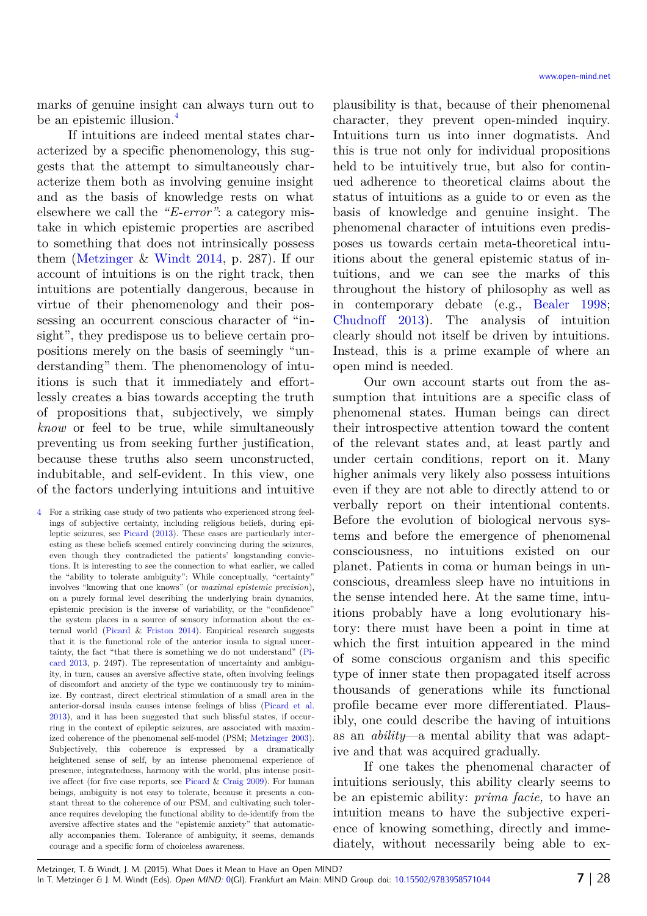marks of genuine insight can always turn out to be an epistemic illusion.[4]

If intuitions are indeed mental states characterized by a specific phenomenology, this suggests that the attempt to simultaneously characterize them both as involving genuine insight and as the basis of knowledge rests on what elsewhere we call the *"E-error"*: a category mistake in which epistemic properties are ascribed to something that does not intrinsically possess them (Metzinger & Windt 2014, p. 287). If our account of intuitions is on the right track, then intuitions are potentially dangerous, because in virtue of their phenomenology and their possessing an occurrent conscious character of "insight", they predispose us to believe certain propositions merely on the basis of seemingly "understanding" them. The phenomenology of intuitions is such that it immediately and effortlessly creates a bias towards accepting the truth of propositions that, subjectively, we simply *know* or feel to be true, while simultaneously preventing us from seeking further justification, because these truths also seem unconstructed, indubitable, and self-evident. In this view, one of the factors underlying intuitions and intuitive plausibility is that, because of their phenomenal character, they prevent open-minded inquiry. Intuitions turn us into inner dogmatists. And this is true not only for individual propositions held to be intuitively true, but also for continued adherence to theoretical claims about the status of intuitions as a guide to or even as the basis of knowledge and genuine insight. The phenomenal character of intuitions even predisposes us towards certain meta-theoretical intuitions about the general epistemic status of intuitions, and we can see the marks of this throughout the history of philosophy as well as in contemporary debate (e.g., Bealer 1998; Chudnoff 2013). The analysis of intuition clearly should not itself be driven by intuitions. Instead, this is a prime example of where an open mind is needed.

Our own account starts out from the assumption that intuitions are a specific class of phenomenal states. Human beings can direct their introspective attention toward the content of the relevant states and, at least partly and under certain conditions, report on it. Many higher animals very likely also possess intuitions even if they are not able to directly attend to or verbally report on their intentional contents. Before the evolution of biological nervous systems and before the emergence of phenomenal consciousness, no intuitions existed on our planet. Patients in coma or human beings in unconscious, dreamless sleep have no intuitions in the sense intended here. At the same time, intuitions probably have a long evolutionary history: there must have been a point in time at which the first intuition appeared in the mind of some conscious organism and this specific type of inner state then propagated itself across thousands of generations while its functional profile became ever more differentiated. Plausibly, one could describe the having of intuitions as an *ability*—a mental ability that was adaptive and that was acquired gradually.

If one takes the phenomenal character of intuitions seriously, this ability clearly seems to be an epistemic ability: *prima facie,* to have an intuition means to have the subjective experience of knowing something, directly and immediately, without necessarily being able to ex-

[4] For a striking case study of two patients who experienced strong feelings of subjective certainty, including religious beliefs, during epileptic seizures, see Picard (2013). These cases are particularly interesting as these beliefs seemed entirely convincing during the seizures, even though they contradicted the patients' longstanding convictions. It is interesting to see the connection to what earlier, we called the "ability to tolerate ambiguity": While conceptually, "certainty" involves "knowing that one knows" (or *maximal epistemic precision*), on a purely formal level describing the underlying brain dynamics, epistemic precision is the inverse of variability, or the "confidence" the system places in a source of sensory information about the external world (Picard & Friston 2014). Empirical research suggests that it is the functional role of the anterior insula to signal uncertainty, the fact "that there is something we do not understand" (Picard 2013, p. 2497). The representation of uncertainty and ambiguity, in turn, causes an aversive affective state, often involving feelings of discomfort and anxiety of the type we continuously try to minimize. By contrast, direct electrical stimulation of a small area in the anterior-dorsal insula causes intense feelings of bliss (Picard et al. 2013), and it has been suggested that such blissful states, if occurring in the context of epileptic seizures, are associated with maximized coherence of the phenomenal self-model (PSM; Metzinger 2003). Subjectively, this coherence is expressed by a dramatically heightened sense of self, by an intense phenomenal experience of presence, integratedness, harmony with the world, plus intense positive affect (for five case reports, see Picard & Craig 2009). For human beings, ambiguity is not easy to tolerate, because it presents a constant threat to the coherence of our PSM, and cultivating such tolerance requires developing the functional ability to de-identify from the aversive affective states and the "epistemic anxiety" that automatically accompanies them. Tolerance of ambiguity, it seems, demands courage and a specific form of choiceless awareness.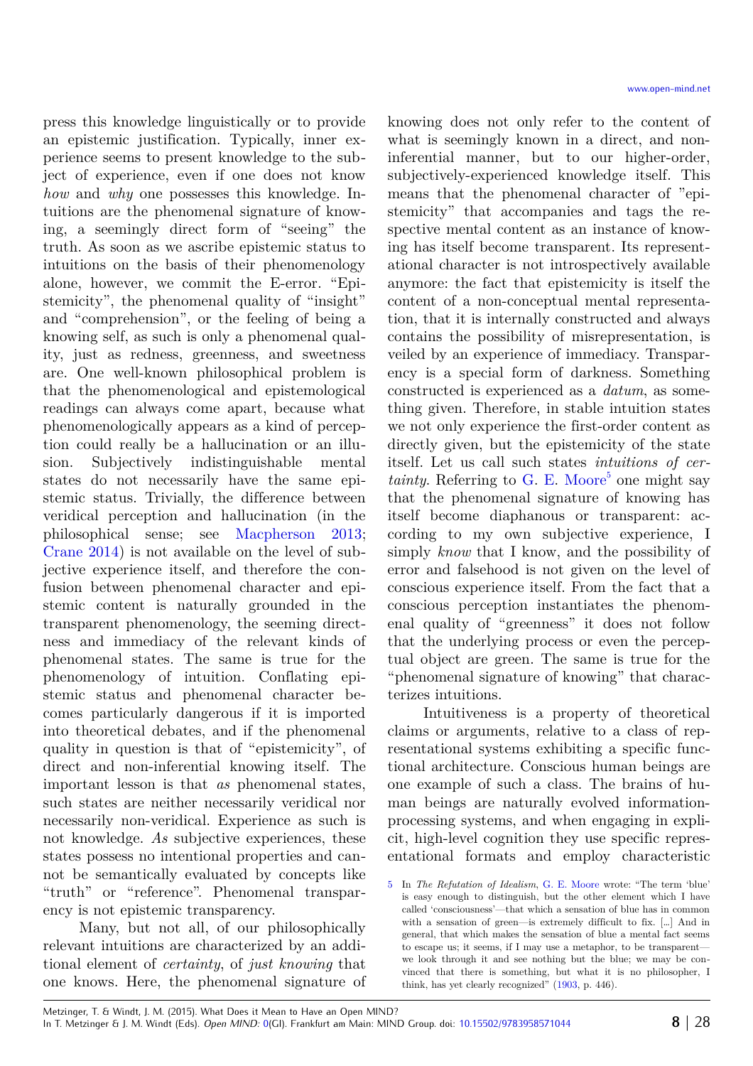press this knowledge linguistically or to provide an epistemic justification. Typically, inner experience seems to present knowledge to the subject of experience, even if one does not know *how* and *why* one possesses this knowledge. Intuitions are the phenomenal signature of knowing, a seemingly direct form of "seeing" the truth. As soon as we ascribe epistemic status to intuitions on the basis of their phenomenology alone, however, we commit the E-error. "Epistemicity", the phenomenal quality of "insight" and "comprehension", or the feeling of being a knowing self, as such is only a phenomenal quality, just as redness, greenness, and sweetness are. One well-known philosophical problem is that the phenomenological and epistemological readings can always come apart, because what phenomenologically appears as a kind of perception could really be a hallucination or an illusion. Subjectively indistinguishable mental states do not necessarily have the same epistemic status. Trivially, the difference between veridical perception and hallucination (in the philosophical sense; see Macpherson 2013; Crane 2014) is not available on the level of subjective experience itself, and therefore the confusion between phenomenal character and epistemic content is naturally grounded in the transparent phenomenology, the seeming directness and immediacy of the relevant kinds of phenomenal states. The same is true for the phenomenology of intuition. Conflating epistemic status and phenomenal character becomes particularly dangerous if it is imported into theoretical debates, and if the phenomenal quality in question is that of "epistemicity", of direct and non-inferential knowing itself. The important lesson is that *as* phenomenal states, such states are neither necessarily veridical nor necessarily non-veridical. Experience as such is not knowledge. *As* subjective experiences, these states possess no intentional properties and cannot be semantically evaluated by concepts like "truth" or "reference". Phenomenal transparency is not epistemic transparency.

Many, but not all, of our philosophically relevant intuitions are characterized by an additional element of *certainty*, of *just knowing* that one knows. Here, the phenomenal signature of knowing does not only refer to the content of what is seemingly known in a direct, and non-inferential manner, but to our higher-order, subjectively-experienced knowledge itself. This means that the phenomenal character of "epistemicity" that accompanies and tags the respective mental content as an instance of knowing has itself become transparent. Its representational character is not introspectively available anymore: the fact that epistemicity is itself the content of a non-conceptual mental representation, that it is internally constructed and always contains the possibility of misrepresentation, is veiled by an experience of immediacy. Transparency is a special form of darkness. Something constructed is experienced as a *datum*, as something given. Therefore, in stable intuition states we not only experience the first-order content as directly given, but the epistemicity of the state itself. Let us call such states *intuitions of certainty*. Referring to G. E. Moore[5] one might say that the phenomenal signature of knowing has itself become diaphanous or transparent: according to my own subjective experience, I simply *know* that I know, and the possibility of error and falsehood is not given on the level of conscious experience itself. From the fact that a conscious perception instantiates the phenomenal quality of "greenness" it does not follow that the underlying process or even the perceptual object are green. The same is true for the "phenomenal signature of knowing" that characterizes intuitions.

Intuitiveness is a property of theoretical claims or arguments, relative to a class of representational systems exhibiting a specific functional architecture. Conscious human beings are one example of such a class. The brains of human beings are naturally evolved information-processing systems, and when engaging in explicit, high-level cognition they use specific representational formats and employ characteristic

[5] In *The Refutation of Idealism*, G. E. Moore wrote: "The term 'blue' is easy enough to distinguish, but the other element which I have called 'consciousness'—that which a sensation of blue has in common with a sensation of green—is extremely difficult to fix. [...] And in general, that which makes the sensation of blue a mental fact seems to escape us; it seems, if I may use a metaphor, to be transparent—we look through it and see nothing but the blue; we may be convinced that there is something, but what it is no philosopher, I think, has yet clearly recognized" (1903, p. 446).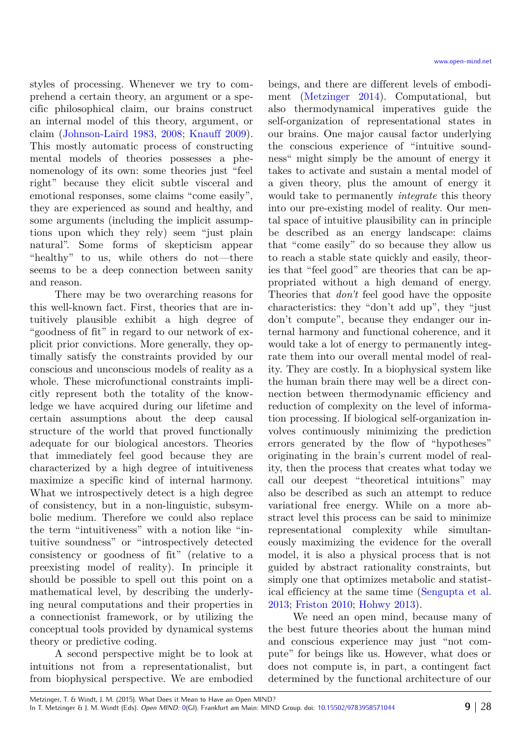styles of processing. Whenever we try to comprehend a certain theory, an argument or a specific philosophical claim, our brains construct an internal model of this theory, argument, or claim (Johnson-Laird 1983, 2008; Knauff 2009). This mostly automatic process of constructing mental models of theories possesses a phenomenology of its own: some theories just "feel right" because they elicit subtle visceral and emotional responses, some claims "come easily", they are experienced as sound and healthy, and some arguments (including the implicit assumptions upon which they rely) seem "just plain natural". Some forms of skepticism appear "healthy" to us, while others do not—there seems to be a deep connection between sanity and reason.

There may be two overarching reasons for this well-known fact. First, theories that are intuitively plausible exhibit a high degree of "goodness of fit" in regard to our network of explicit prior convictions. More generally, they optimally satisfy the constraints provided by our conscious and unconscious models of reality as a whole. These microfunctional constraints implicitly represent both the totality of the knowledge we have acquired during our lifetime and certain assumptions about the deep causal structure of the world that proved functionally adequate for our biological ancestors. Theories that immediately feel good because they are characterized by a high degree of intuitiveness maximize a specific kind of internal harmony. What we introspectively detect is a high degree of consistency, but in a non-linguistic, subsymbolic medium. Therefore we could also replace the term "intuitiveness" with a notion like "intuitive soundness" or "introspectively detected consistency or goodness of fit" (relative to a preexisting model of reality). In principle it should be possible to spell out this point on a mathematical level, by describing the underlying neural computations and their properties in a connectionist framework, or by utilizing the conceptual tools provided by dynamical systems theory or predictive coding.

A second perspective might be to look at intuitions not from a representationalist, but from biophysical perspective. We are embodied beings, and there are different levels of embodiment (Metzinger 2014). Computational, but also thermodynamical imperatives guide the self-organization of representational states in our brains. One major causal factor underlying the conscious experience of "intuitive soundness" might simply be the amount of energy it takes to activate and sustain a mental model of a given theory, plus the amount of energy it would take to permanently *integrate* this theory into our pre-existing model of reality. Our mental space of intuitive plausibility can in principle be described as an energy landscape: claims that "come easily" do so because they allow us to reach a stable state quickly and easily, theories that "feel good" are theories that can be appropriated without a high demand of energy. Theories that *don't* feel good have the opposite characteristics: they "don't add up", they "just don't compute", because they endanger our internal harmony and functional coherence, and it would take a lot of energy to permanently integrate them into our overall mental model of reality. They are costly. In a biophysical system like the human brain there may well be a direct connection between thermodynamic efficiency and reduction of complexity on the level of information processing. If biological self-organization involves continuously minimizing the prediction errors generated by the flow of "hypotheses" originating in the brain's current model of reality, then the process that creates what today we call our deepest "theoretical intuitions" may also be described as such an attempt to reduce variational free energy. While on a more abstract level this process can be said to minimize representational complexity while simultaneously maximizing the evidence for the overall model, it is also a physical process that is not guided by abstract rationality constraints, but simply one that optimizes metabolic and statistical efficiency at the same time (Sengupta et al. 2013; Friston 2010; Hohwy 2013).

We need an open mind, because many of the best future theories about the human mind and conscious experience may just "not compute" for beings like us. However, what does or does not compute is, in part, a contingent fact determined by the functional architecture of our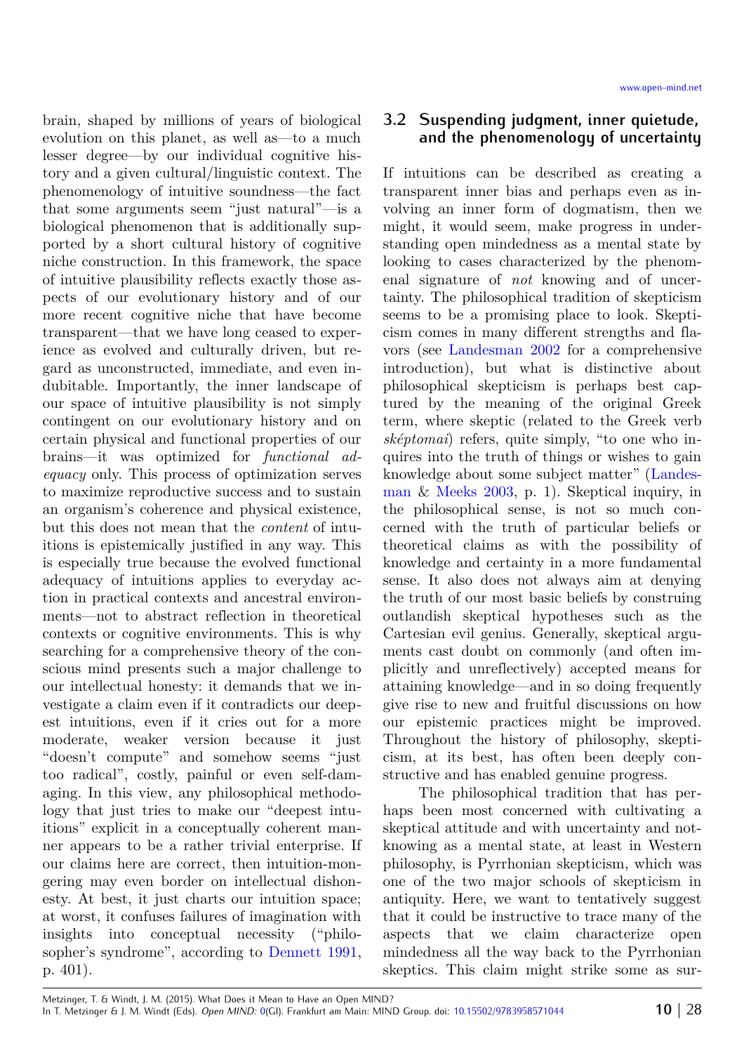brain, shaped by millions of years of biological evolution on this planet, as well as—to a much lesser degree—by our individual cognitive history and a given cultural/linguistic context. The phenomenology of intuitive soundness—the fact that some arguments seem "just natural"—is a biological phenomenon that is additionally supported by a short cultural history of cognitive niche construction. In this framework, the space of intuitive plausibility reflects exactly those aspects of our evolutionary history and of our more recent cognitive niche that have become transparent—that we have long ceased to experience as evolved and culturally driven, but regard as unconstructed, immediate, and even indubitable. Importantly, the inner landscape of our space of intuitive plausibility is not simply contingent on our evolutionary history and on certain physical and functional properties of our brains—it was optimized for *functional adequacy* only. This process of optimization serves to maximize reproductive success and to sustain an organism's coherence and physical existence, but this does not mean that the *content* of intuitions is epistemically justified in any way. This is especially true because the evolved functional adequacy of intuitions applies to everyday action in practical contexts and ancestral environments—not to abstract reflection in theoretical contexts or cognitive environments. This is why searching for a comprehensive theory of the conscious mind presents such a major challenge to our intellectual honesty: it demands that we investigate a claim even if it contradicts our deepest intuitions, even if it cries out for a more moderate, weaker version because it just "doesn't compute" and somehow seems "just too radical", costly, painful or even self-damaging. In this view, any philosophical methodology that just tries to make our "deepest intuitions" explicit in a conceptually coherent manner appears to be a rather trivial enterprise. If our claims here are correct, then intuition-mongering may even border on intellectual dishonesty. At best, it just charts our intuition space; at worst, it confuses failures of imagination with insights into conceptual necessity ("philosopher's syndrome", according to Dennett 1991, p. 401).

## 3.2 Suspending judgment, inner quietude, and the phenomenology of uncertainty

If intuitions can be described as creating a transparent inner bias and perhaps even as involving an inner form of dogmatism, then we might, it would seem, make progress in understanding open mindedness as a mental state by looking to cases characterized by the phenomenal signature of *not* knowing and of uncertainty. The philosophical tradition of skepticism seems to be a promising place to look. Skepticism comes in many different strengths and flavors (see Landesman 2002 for a comprehensive introduction), but what is distinctive about philosophical skepticism is perhaps best captured by the meaning of the original Greek term, where skeptic (related to the Greek verb *sképtomai*) refers, quite simply, "to one who inquires into the truth of things or wishes to gain knowledge about some subject matter" (Landesman & Meeks 2003, p. 1). Skeptical inquiry, in the philosophical sense, is not so much concerned with the truth of particular beliefs or theoretical claims as with the possibility of knowledge and certainty in a more fundamental sense. It also does not always aim at denying the truth of our most basic beliefs by construing outlandish skeptical hypotheses such as the Cartesian evil genius. Generally, skeptical arguments cast doubt on commonly (and often implicitly and unreflectively) accepted means for attaining knowledge—and in so doing frequently give rise to new and fruitful discussions on how our epistemic practices might be improved. Throughout the history of philosophy, skepticism, at its best, has often been deeply constructive and has enabled genuine progress.

The philosophical tradition that has perhaps been most concerned with cultivating a skeptical attitude and with uncertainty and not-knowing as a mental state, at least in Western philosophy, is Pyrrhonian skepticism, which was one of the two major schools of skepticism in antiquity. Here, we want to tentatively suggest that it could be instructive to trace many of the aspects that we claim characterize open mindedness all the way back to the Pyrrhonian skeptics. This claim might strike some as sur-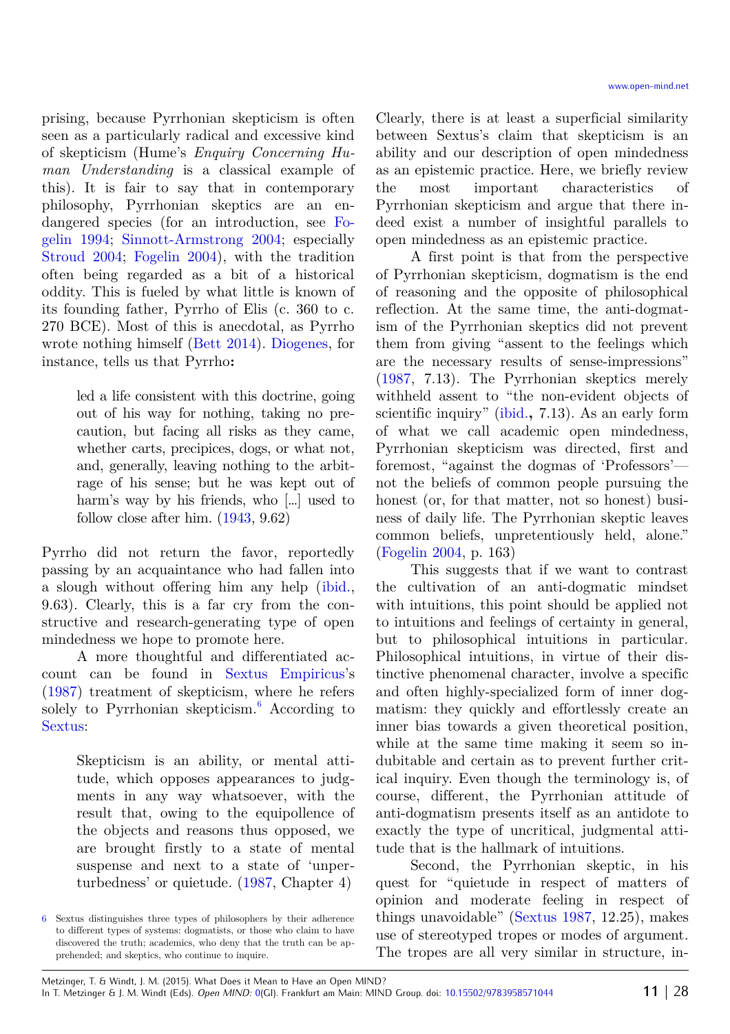prising, because Pyrrhonian skepticism is often seen as a particularly radical and excessive kind of skepticism (Hume's *Enquiry Concerning Human Understanding* is a classical example of this). It is fair to say that in contemporary philosophy, Pyrrhonian skeptics are an endangered species (for an introduction, see Fogelin 1994; Sinnott-Armstrong 2004; especially Stroud 2004; Fogelin 2004), with the tradition often being regarded as a bit of a historical oddity. This is fueled by what little is known of its founding father, Pyrrho of Elis (c. 360 to c. 270 BCE). Most of this is anecdotal, as Pyrrho wrote nothing himself (Bett 2014). Diogenes, for instance, tells us that Pyrrho**:**

> led a life consistent with this doctrine, going out of his way for nothing, taking no precaution, but facing all risks as they came, whether carts, precipices, dogs, or what not, and, generally, leaving nothing to the arbitrage of his sense; but he was kept out of harm's way by his friends, who [...] used to follow close after him. (1943, 9.62)

Pyrrho did not return the favor, reportedly passing by an acquaintance who had fallen into a slough without offering him any help (ibid., 9.63). Clearly, this is a far cry from the constructive and research-generating type of open mindedness we hope to promote here.

A more thoughtful and differentiated account can be found in Sextus Empiricus's (1987) treatment of skepticism, where he refers solely to Pyrrhonian skepticism.[6] According to Sextus:

> Skepticism is an ability, or mental attitude, which opposes appearances to judgments in any way whatsoever, with the result that, owing to the equipollence of the objects and reasons thus opposed, we are brought firstly to a state of mental suspense and next to a state of 'unperturbedness' or quietude. (1987, Chapter 4)

Clearly, there is at least a superficial similarity between Sextus's claim that skepticism is an ability and our description of open mindedness as an epistemic practice. Here, we briefly review the most important characteristics of Pyrrhonian skepticism and argue that there indeed exist a number of insightful parallels to open mindedness as an epistemic practice.

A first point is that from the perspective of Pyrrhonian skepticism, dogmatism is the end of reasoning and the opposite of philosophical reflection. At the same time, the anti-dogmatism of the Pyrrhonian skeptics did not prevent them from giving "assent to the feelings which are the necessary results of sense-impressions" (1987, 7.13). The Pyrrhonian skeptics merely withheld assent to "the non-evident objects of scientific inquiry" (ibid.**,** 7.13). As an early form of what we call academic open mindedness, Pyrrhonian skepticism was directed, first and foremost, "against the dogmas of 'Professors'—not the beliefs of common people pursuing the honest (or, for that matter, not so honest) business of daily life. The Pyrrhonian skeptic leaves common beliefs, unpretentiously held, alone." (Fogelin 2004, p. 163)

This suggests that if we want to contrast the cultivation of an anti-dogmatic mindset with intuitions, this point should be applied not to intuitions and feelings of certainty in general, but to philosophical intuitions in particular. Philosophical intuitions, in virtue of their distinctive phenomenal character, involve a specific and often highly-specialized form of inner dogmatism: they quickly and effortlessly create an inner bias towards a given theoretical position, while at the same time making it seem so indubitable and certain as to prevent further critical inquiry. Even though the terminology is, of course, different, the Pyrrhonian attitude of anti-dogmatism presents itself as an antidote to exactly the type of uncritical, judgmental attitude that is the hallmark of intuitions.

Second, the Pyrrhonian skeptic, in his quest for "quietude in respect of matters of opinion and moderate feeling in respect of things unavoidable" (Sextus 1987, 12.25), makes use of stereotyped tropes or modes of argument. The tropes are all very similar in structure, in-

[6] Sextus distinguishes three types of philosophers by their adherence to different types of systems: dogmatists, or those who claim to have discovered the truth; academics, who deny that the truth can be apprehended; and skeptics, who continue to inquire.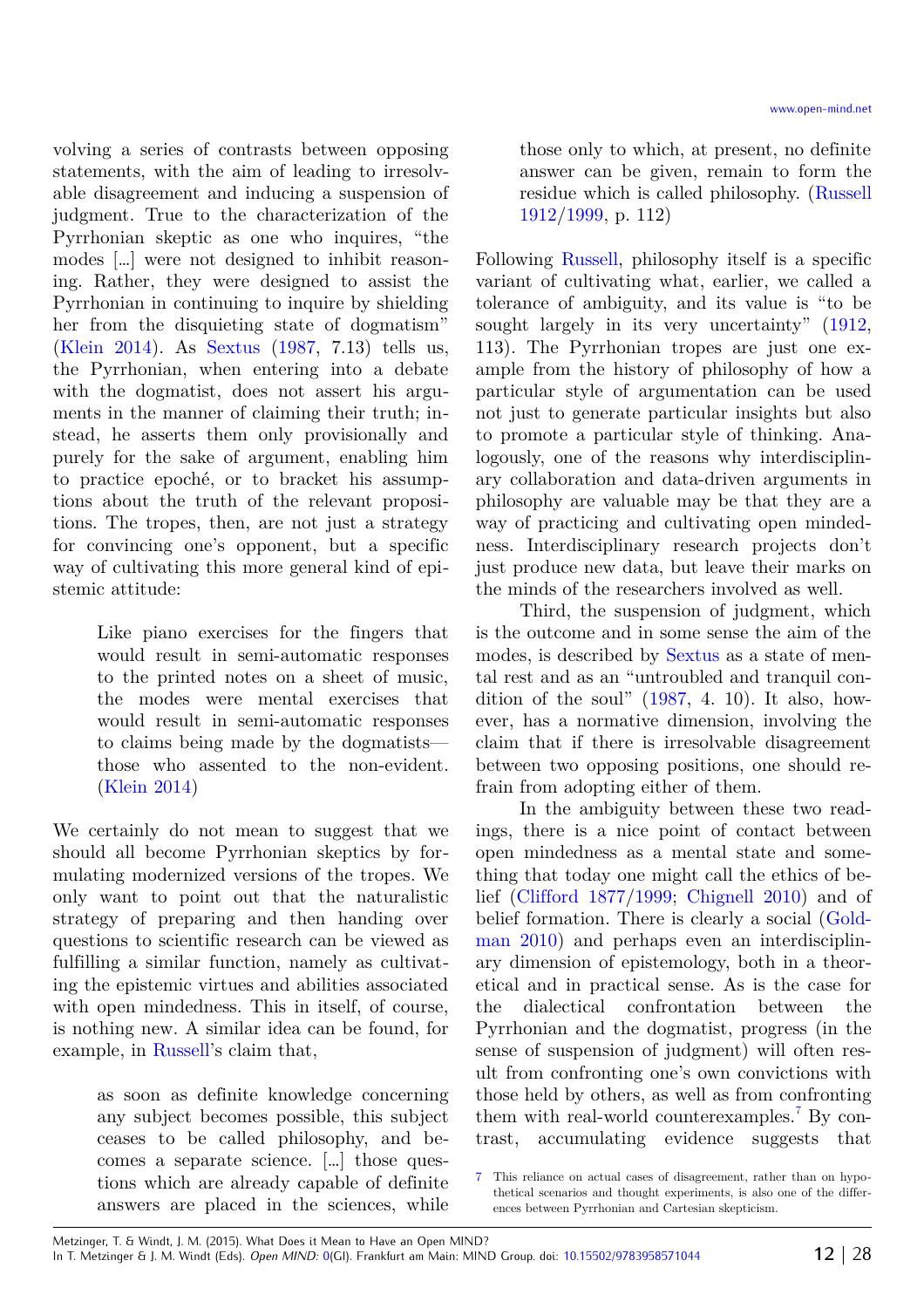volving a series of contrasts between opposing statements, with the aim of leading to irresolvable disagreement and inducing a suspension of judgment. True to the characterization of the Pyrrhonian skeptic as one who inquires, "the modes [...] were not designed to inhibit reasoning. Rather, they were designed to assist the Pyrrhonian in continuing to inquire by shielding her from the disquieting state of dogmatism" (Klein 2014). As Sextus (1987, 7.13) tells us, the Pyrrhonian, when entering into a debate with the dogmatist, does not assert his arguments in the manner of claiming their truth; instead, he asserts them only provisionally and purely for the sake of argument, enabling him to practice epoché, or to bracket his assumptions about the truth of the relevant propositions. The tropes, then, are not just a strategy for convincing one's opponent, but a specific way of cultivating this more general kind of epistemic attitude:

> Like piano exercises for the fingers that would result in semi-automatic responses to the printed notes on a sheet of music, the modes were mental exercises that would result in semi-automatic responses to claims being made by the dogmatists—those who assented to the non-evident. (Klein 2014)

We certainly do not mean to suggest that we should all become Pyrrhonian skeptics by formulating modernized versions of the tropes. We only want to point out that the naturalistic strategy of preparing and then handing over questions to scientific research can be viewed as fulfilling a similar function, namely as cultivating the epistemic virtues and abilities associated with open mindedness. This in itself, of course, is nothing new. A similar idea can be found, for example, in Russell's claim that,

> as soon as definite knowledge concerning any subject becomes possible, this subject ceases to be called philosophy, and becomes a separate science. [...] those questions which are already capable of definite answers are placed in the sciences, while those only to which, at present, no definite answer can be given, remain to form the residue which is called philosophy. (Russell 1912/1999, p. 112)

Following Russell, philosophy itself is a specific variant of cultivating what, earlier, we called a tolerance of ambiguity, and its value is "to be sought largely in its very uncertainty" (1912, 113). The Pyrrhonian tropes are just one example from the history of philosophy of how a particular style of argumentation can be used not just to generate particular insights but also to promote a particular style of thinking. Analogously, one of the reasons why interdisciplinary collaboration and data-driven arguments in philosophy are valuable may be that they are a way of practicing and cultivating open mindedness. Interdisciplinary research projects don't just produce new data, but leave their marks on the minds of the researchers involved as well.

Third, the suspension of judgment, which is the outcome and in some sense the aim of the modes, is described by Sextus as a state of mental rest and as an "untroubled and tranquil condition of the soul" (1987, 4. 10). It also, however, has a normative dimension, involving the claim that if there is irresolvable disagreement between two opposing positions, one should refrain from adopting either of them.

In the ambiguity between these two readings, there is a nice point of contact between open mindedness as a mental state and something that today one might call the ethics of belief (Clifford 1877/1999; Chignell 2010) and of belief formation. There is clearly a social (Goldman 2010) and perhaps even an interdisciplinary dimension of epistemology, both in a theoretical and in practical sense. As is the case for the dialectical confrontation between the Pyrrhonian and the dogmatist, progress (in the sense of suspension of judgment) will often result from confronting one's own convictions with those held by others, as well as from confronting them with real-world counterexamples.[7] By contrast, accumulating evidence suggests that

[7] This reliance on actual cases of disagreement, rather than on hypothetical scenarios and thought experiments, is also one of the differences between Pyrrhonian and Cartesian skepticism.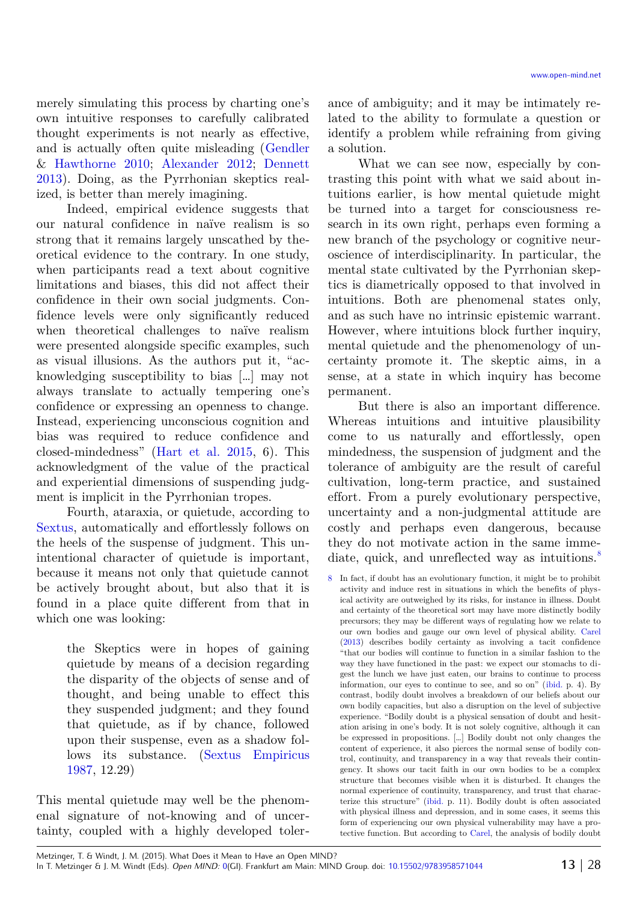merely simulating this process by charting one's own intuitive responses to carefully calibrated thought experiments is not nearly as effective, and is actually often quite misleading (Gendler & Hawthorne 2010; Alexander 2012; Dennett 2013). Doing, as the Pyrrhonian skeptics realized, is better than merely imagining.

Indeed, empirical evidence suggests that our natural confidence in naïve realism is so strong that it remains largely unscathed by theoretical evidence to the contrary. In one study, when participants read a text about cognitive limitations and biases, this did not affect their confidence in their own social judgments. Confidence levels were only significantly reduced when theoretical challenges to naïve realism were presented alongside specific examples, such as visual illusions. As the authors put it, "acknowledging susceptibility to bias […] may not always translate to actually tempering one's confidence or expressing an openness to change. Instead, experiencing unconscious cognition and bias was required to reduce confidence and closed-mindedness" (Hart et al. 2015, 6). This acknowledgment of the value of the practical and experiential dimensions of suspending judgment is implicit in the Pyrrhonian tropes.

Fourth, ataraxia, or quietude, according to Sextus, automatically and effortlessly follows on the heels of the suspense of judgment. This unintentional character of quietude is important, because it means not only that quietude cannot be actively brought about, but also that it is found in a place quite different from that in which one was looking:

> the Skeptics were in hopes of gaining quietude by means of a decision regarding the disparity of the objects of sense and of thought, and being unable to effect this they suspended judgment; and they found that quietude, as if by chance, followed upon their suspense, even as a shadow follows its substance. (Sextus Empiricus 1987, 12.29)

This mental quietude may well be the phenomenal signature of not-knowing and of uncertainty, coupled with a highly developed tolerance of ambiguity; and it may be intimately related to the ability to formulate a question or identify a problem while refraining from giving a solution.

What we can see now, especially by contrasting this point with what we said about intuitions earlier, is how mental quietude might be turned into a target for consciousness research in its own right, perhaps even forming a new branch of the psychology or cognitive neuroscience of interdisciplinarity. In particular, the mental state cultivated by the Pyrrhonian skeptics is diametrically opposed to that involved in intuitions. Both are phenomenal states only, and as such have no intrinsic epistemic warrant. However, where intuitions block further inquiry, mental quietude and the phenomenology of uncertainty promote it. The skeptic aims, in a sense, at a state in which inquiry has become permanent.

But there is also an important difference. Whereas intuitions and intuitive plausibility come to us naturally and effortlessly, open mindedness, the suspension of judgment and the tolerance of ambiguity are the result of careful cultivation, long-term practice, and sustained effort. From a purely evolutionary perspective, uncertainty and a non-judgmental attitude are costly and perhaps even dangerous, because they do not motivate action in the same immediate, quick, and unreflected way as intuitions.[8]

[8] In fact, if doubt has an evolutionary function, it might be to prohibit activity and induce rest in situations in which the benefits of physical activity are outweighed by its risks, for instance in illness. Doubt and certainty of the theoretical sort may have more distinctly bodily precursors; they may be different ways of regulating how we relate to our own bodies and gauge our own level of physical ability. Carel (2013) describes bodily certainty as involving a tacit confidence "that our bodies will continue to function in a similar fashion to the way they have functioned in the past: we expect our stomachs to digest the lunch we have just eaten, our brains to continue to process information, our eyes to continue to see, and so on" (ibid. p. 4). By contrast, bodily doubt involves a breakdown of our beliefs about our own bodily capacities, but also a disruption on the level of subjective experience. "Bodily doubt is a physical sensation of doubt and hesitation arising in one's body. It is not solely cognitive, although it can be expressed in propositions. […] Bodily doubt not only changes the content of experience, it also pierces the normal sense of bodily control, continuity, and transparency in a way that reveals their contingency. It shows our tacit faith in our own bodies to be a complex structure that becomes visible when it is disturbed. It changes the normal experience of continuity, transparency, and trust that characterize this structure" (ibid. p. 11). Bodily doubt is often associated with physical illness and depression, and in some cases, it seems this form of experiencing our own physical vulnerability may have a protective function. But according to Carel, the analysis of bodily doubt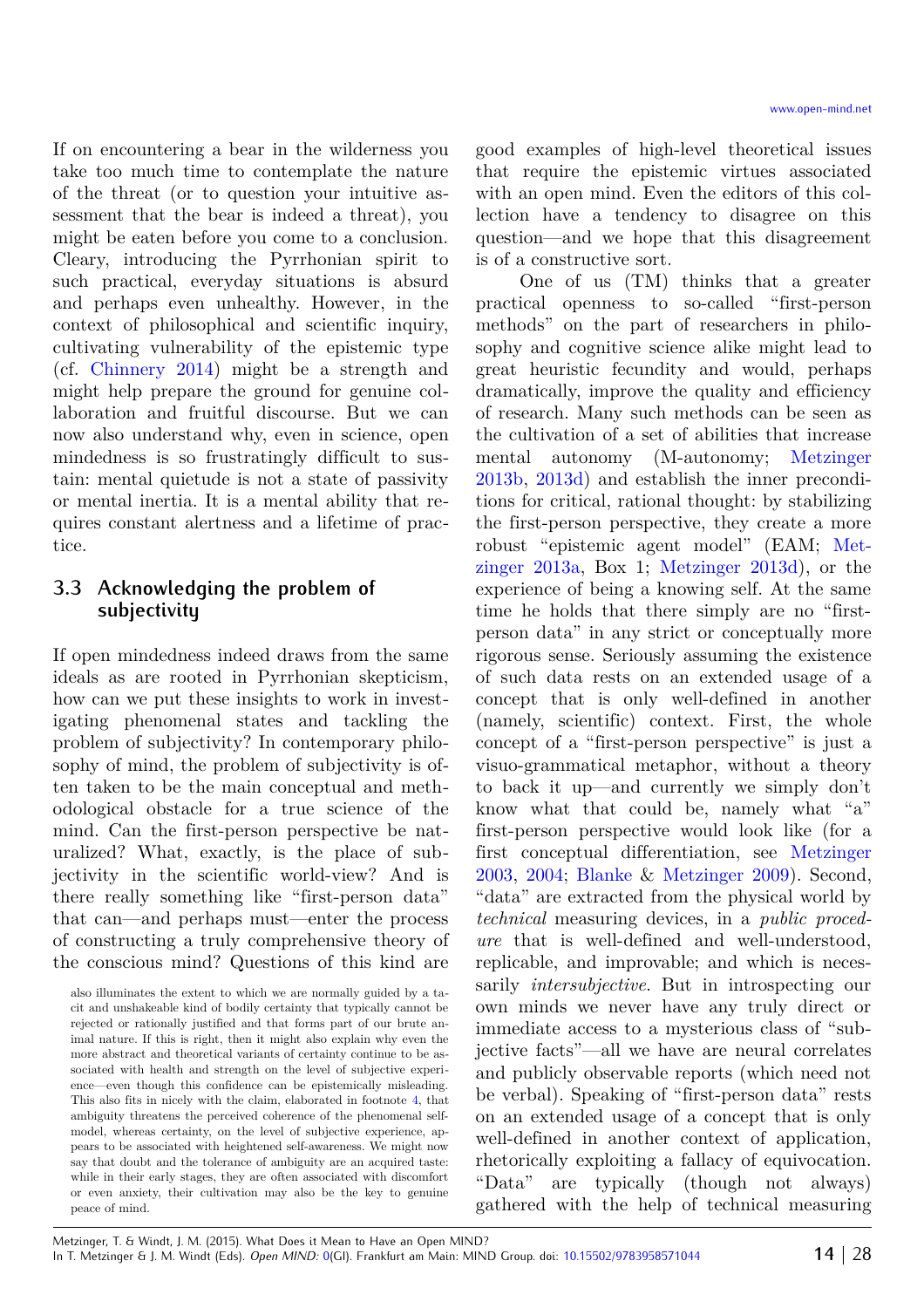If on encountering a bear in the wilderness you take too much time to contemplate the nature of the threat (or to question your intuitive assessment that the bear is indeed a threat), you might be eaten before you come to a conclusion. Cleary, introducing the Pyrrhonian spirit to such practical, everyday situations is absurd and perhaps even unhealthy. However, in the context of philosophical and scientific inquiry, cultivating vulnerability of the epistemic type (cf. Chinnery 2014) might be a strength and might help prepare the ground for genuine collaboration and fruitful discourse. But we can now also understand why, even in science, open mindedness is so frustratingly difficult to sustain: mental quietude is not a state of passivity or mental inertia. It is a mental ability that requires constant alertness and a lifetime of practice.

### 3.3 Acknowledging the problem of subjectivity

If open mindedness indeed draws from the same ideals as are rooted in Pyrrhonian skepticism, how can we put these insights to work in investigating phenomenal states and tackling the problem of subjectivity? In contemporary philosophy of mind, the problem of subjectivity is often taken to be the main conceptual and methodological obstacle for a true science of the mind. Can the first-person perspective be naturalized? What, exactly, is the place of subjectivity in the scientific world-view? And is there really something like "first-person data" that can—and perhaps must—enter the process of constructing a truly comprehensive theory of the conscious mind? Questions of this kind are good examples of high-level theoretical issues that require the epistemic virtues associated with an open mind. Even the editors of this collection have a tendency to disagree on this question—and we hope that this disagreement is of a constructive sort.

One of us (TM) thinks that a greater practical openness to so-called "first-person methods" on the part of researchers in philosophy and cognitive science alike might lead to great heuristic fecundity and would, perhaps dramatically, improve the quality and efficiency of research. Many such methods can be seen as the cultivation of a set of abilities that increase mental autonomy (M-autonomy; Metzinger 2013b, 2013d) and establish the inner preconditions for critical, rational thought: by stabilizing the first-person perspective, they create a more robust "epistemic agent model" (EAM; Metzinger 2013a, Box 1; Metzinger 2013d), or the experience of being a knowing self. At the same time he holds that there simply are no "first-person data" in any strict or conceptually more rigorous sense. Seriously assuming the existence of such data rests on an extended usage of a concept that is only well-defined in another (namely, scientific) context. First, the whole concept of a "first-person perspective" is just a visuo-grammatical metaphor, without a theory to back it up—and currently we simply don't know what that could be, namely what "a" first-person perspective would look like (for a first conceptual differentiation, see Metzinger 2003, 2004; Blanke & Metzinger 2009). Second, "data" are extracted from the physical world by *technical* measuring devices, in a *public procedure* that is well-defined and well-understood, replicable, and improvable; and which is necessarily *intersubjective*. But in introspecting our own minds we never have any truly direct or immediate access to a mysterious class of "subjective facts"—all we have are neural correlates and publicly observable reports (which need not be verbal). Speaking of "first-person data" rests on an extended usage of a concept that is only well-defined in another context of application, rhetorically exploiting a fallacy of equivocation. "Data" are typically (though not always) gathered with the help of technical measuring

also illuminates the extent to which we are normally guided by a tacit and unshakeable kind of bodily certainty that typically cannot be rejected or rationally justified and that forms part of our brute animal nature. If this is right, then it might also explain why even the more abstract and theoretical variants of certainty continue to be associated with health and strength on the level of subjective experience—even though this confidence can be epistemically misleading. This also fits in nicely with the claim, elaborated in footnote 4, that ambiguity threatens the perceived coherence of the phenomenal self-model, whereas certainty, on the level of subjective experience, appears to be associated with heightened self-awareness. We might now say that doubt and the tolerance of ambiguity are an acquired taste: while in their early stages, they are often associated with discomfort or even anxiety, their cultivation may also be the key to genuine peace of mind.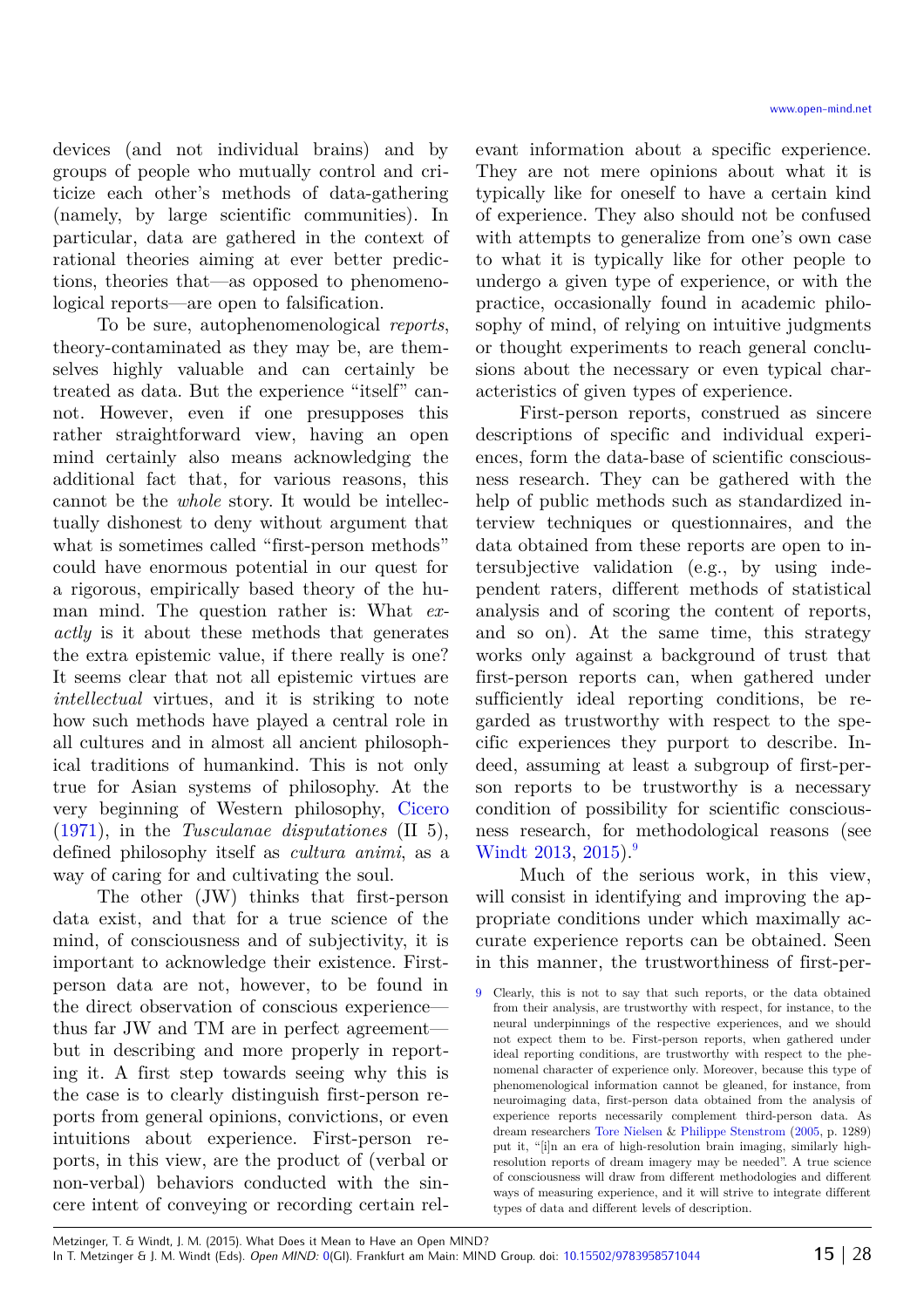devices (and not individual brains) and by groups of people who mutually control and criticize each other's methods of data-gathering (namely, by large scientific communities). In particular, data are gathered in the context of rational theories aiming at ever better predictions, theories that—as opposed to phenomenological reports—are open to falsification.

To be sure, autophenomenological *reports*, theory-contaminated as they may be, are themselves highly valuable and can certainly be treated as data. But the experience "itself" cannot. However, even if one presupposes this rather straightforward view, having an open mind certainly also means acknowledging the additional fact that, for various reasons, this cannot be the *whole* story. It would be intellectually dishonest to deny without argument that what is sometimes called "first-person methods" could have enormous potential in our quest for a rigorous, empirically based theory of the human mind. The question rather is: What *exactly* is it about these methods that generates the extra epistemic value, if there really is one? It seems clear that not all epistemic virtues are *intellectual* virtues, and it is striking to note how such methods have played a central role in all cultures and in almost all ancient philosophical traditions of humankind. This is not only true for Asian systems of philosophy. At the very beginning of Western philosophy, Cicero (1971), in the *Tusculanae disputationes* (II 5), defined philosophy itself as *cultura animi*, as a way of caring for and cultivating the soul.

The other (JW) thinks that first-person data exist, and that for a true science of the mind, of consciousness and of subjectivity, it is important to acknowledge their existence. First-person data are not, however, to be found in the direct observation of conscious experience—thus far JW and TM are in perfect agreement—but in describing and more properly in reporting it. A first step towards seeing why this is the case is to clearly distinguish first-person reports from general opinions, convictions, or even intuitions about experience. First-person reports, in this view, are the product of (verbal or non-verbal) behaviors conducted with the sincere intent of conveying or recording certain relevant information about a specific experience. They are not mere opinions about what it is typically like for oneself to have a certain kind of experience. They also should not be confused with attempts to generalize from one's own case to what it is typically like for other people to undergo a given type of experience, or with the practice, occasionally found in academic philosophy of mind, of relying on intuitive judgments or thought experiments to reach general conclusions about the necessary or even typical characteristics of given types of experience.

First-person reports, construed as sincere descriptions of specific and individual experiences, form the data-base of scientific consciousness research. They can be gathered with the help of public methods such as standardized interview techniques or questionnaires, and the data obtained from these reports are open to intersubjective validation (e.g., by using independent raters, different methods of statistical analysis and of scoring the content of reports, and so on). At the same time, this strategy works only against a background of trust that first-person reports can, when gathered under sufficiently ideal reporting conditions, be regarded as trustworthy with respect to the specific experiences they purport to describe. Indeed, assuming at least a subgroup of first-person reports to be trustworthy is a necessary condition of possibility for scientific consciousness research, for methodological reasons (see Windt 2013, 2015).[9]

Much of the serious work, in this view, will consist in identifying and improving the appropriate conditions under which maximally accurate experience reports can be obtained. Seen in this manner, the trustworthiness of first-per-

[9] Clearly, this is not to say that such reports, or the data obtained from their analysis, are trustworthy with respect, for instance, to the neural underpinnings of the respective experiences, and we should not expect them to be. First-person reports, when gathered under ideal reporting conditions, are trustworthy with respect to the phenomenal character of experience only. Moreover, because this type of phenomenological information cannot be gleaned, for instance, from neuroimaging data, first-person data obtained from the analysis of experience reports necessarily complement third-person data. As dream researchers Tore Nielsen & Philippe Stenstrom (2005, p. 1289) put it, "[i]n an era of high-resolution brain imaging, similarly high-resolution reports of dream imagery may be needed". A true science of consciousness will draw from different methodologies and different ways of measuring experience, and it will strive to integrate different types of data and different levels of description.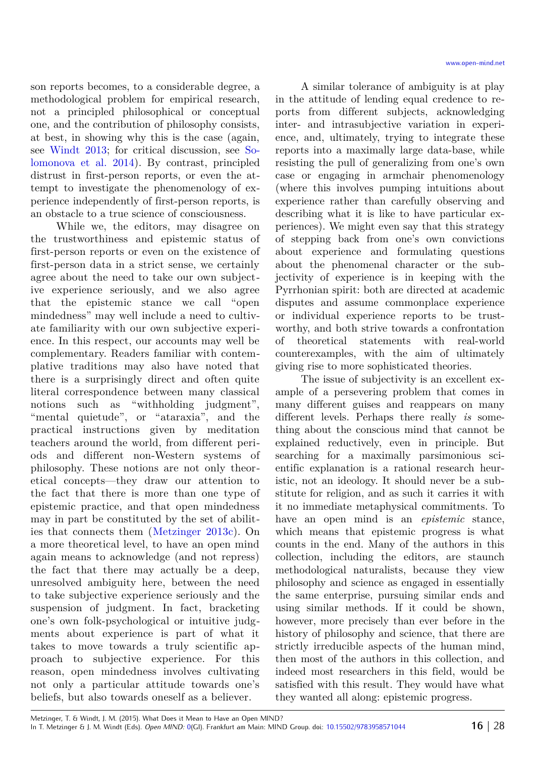son reports becomes, to a considerable degree, a methodological problem for empirical research, not a principled philosophical or conceptual one, and the contribution of philosophy consists, at best, in showing why this is the case (again, see Windt 2013; for critical discussion, see Solomonova et al. 2014). By contrast, principled distrust in first-person reports, or even the attempt to investigate the phenomenology of experience independently of first-person reports, is an obstacle to a true science of consciousness.

While we, the editors, may disagree on the trustworthiness and epistemic status of first-person reports or even on the existence of first-person data in a strict sense, we certainly agree about the need to take our own subjective experience seriously, and we also agree that the epistemic stance we call "open mindedness" may well include a need to cultivate familiarity with our own subjective experience. In this respect, our accounts may well be complementary. Readers familiar with contemplative traditions may also have noted that there is a surprisingly direct and often quite literal correspondence between many classical notions such as "withholding judgment", "mental quietude", or "ataraxia", and the practical instructions given by meditation teachers around the world, from different periods and different non-Western systems of philosophy. These notions are not only theoretical concepts—they draw our attention to the fact that there is more than one type of epistemic practice, and that open mindedness may in part be constituted by the set of abilities that connects them (Metzinger 2013c). On a more theoretical level, to have an open mind again means to acknowledge (and not repress) the fact that there may actually be a deep, unresolved ambiguity here, between the need to take subjective experience seriously and the suspension of judgment. In fact, bracketing one's own folk-psychological or intuitive judgments about experience is part of what it takes to move towards a truly scientific approach to subjective experience. For this reason, open mindedness involves cultivating not only a particular attitude towards one's beliefs, but also towards oneself as a believer.

A similar tolerance of ambiguity is at play in the attitude of lending equal credence to reports from different subjects, acknowledging inter- and intrasubjective variation in experience, and, ultimately, trying to integrate these reports into a maximally large data-base, while resisting the pull of generalizing from one's own case or engaging in armchair phenomenology (where this involves pumping intuitions about experience rather than carefully observing and describing what it is like to have particular experiences). We might even say that this strategy of stepping back from one's own convictions about experience and formulating questions about the phenomenal character or the subjectivity of experience is in keeping with the Pyrrhonian spirit: both are directed at academic disputes and assume commonplace experience or individual experience reports to be trustworthy, and both strive towards a confrontation of theoretical statements with real-world counterexamples, with the aim of ultimately giving rise to more sophisticated theories.

The issue of subjectivity is an excellent example of a persevering problem that comes in many different guises and reappears on many different levels. Perhaps there really *is* something about the conscious mind that cannot be explained reductively, even in principle. But searching for a maximally parsimonious scientific explanation is a rational research heuristic, not an ideology. It should never be a substitute for religion, and as such it carries it with it no immediate metaphysical commitments. To have an open mind is an *epistemic* stance, which means that epistemic progress is what counts in the end. Many of the authors in this collection, including the editors, are staunch methodological naturalists, because they view philosophy and science as engaged in essentially the same enterprise, pursuing similar ends and using similar methods. If it could be shown, however, more precisely than ever before in the history of philosophy and science, that there are strictly irreducible aspects of the human mind, then most of the authors in this collection, and indeed most researchers in this field, would be satisfied with this result. They would have what they wanted all along: epistemic progress.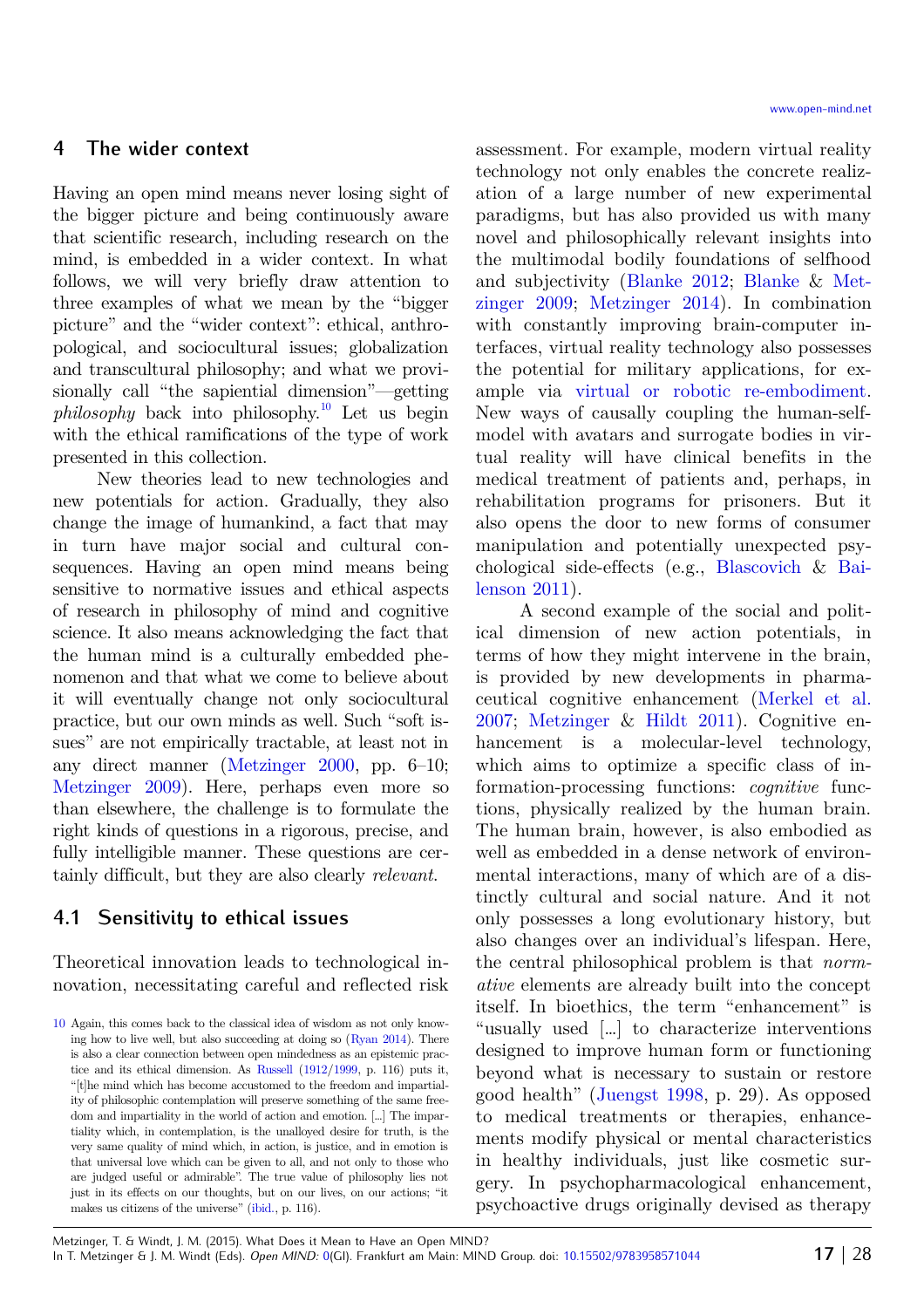## 4 The wider context

Having an open mind means never losing sight of the bigger picture and being continuously aware that scientific research, including research on the mind, is embedded in a wider context. In what follows, we will very briefly draw attention to three examples of what we mean by the "bigger picture" and the "wider context": ethical, anthropological, and sociocultural issues; globalization and transcultural philosophy; and what we provisionally call "the sapiential dimension"—getting *philosophy* back into philosophy.[10] Let us begin with the ethical ramifications of the type of work presented in this collection.

New theories lead to new technologies and new potentials for action. Gradually, they also change the image of humankind, a fact that may in turn have major social and cultural consequences. Having an open mind means being sensitive to normative issues and ethical aspects of research in philosophy of mind and cognitive science. It also means acknowledging the fact that the human mind is a culturally embedded phenomenon and that what we come to believe about it will eventually change not only sociocultural practice, but our own minds as well. Such "soft issues" are not empirically tractable, at least not in any direct manner (Metzinger 2000, pp. 6–10; Metzinger 2009). Here, perhaps even more so than elsewhere, the challenge is to formulate the right kinds of questions in a rigorous, precise, and fully intelligible manner. These questions are certainly difficult, but they are also clearly *relevant*.

### 4.1 Sensitivity to ethical issues

Theoretical innovation leads to technological innovation, necessitating careful and reflected risk assessment. For example, modern virtual reality technology not only enables the concrete realization of a large number of new experimental paradigms, but has also provided us with many novel and philosophically relevant insights into the multimodal bodily foundations of selfhood and subjectivity (Blanke 2012; Blanke & Metzinger 2009; Metzinger 2014). In combination with constantly improving brain-computer interfaces, virtual reality technology also possesses the potential for military applications, for example via virtual or robotic re-embodiment. New ways of causally coupling the human-self-model with avatars and surrogate bodies in virtual reality will have clinical benefits in the medical treatment of patients and, perhaps, in rehabilitation programs for prisoners. But it also opens the door to new forms of consumer manipulation and potentially unexpected psychological side-effects (e.g., Blascovich & Bailenson 2011).

A second example of the social and political dimension of new action potentials, in terms of how they might intervene in the brain, is provided by new developments in pharmaceutical cognitive enhancement (Merkel et al. 2007; Metzinger & Hildt 2011). Cognitive enhancement is a molecular-level technology, which aims to optimize a specific class of information-processing functions: *cognitive* functions, physically realized by the human brain. The human brain, however, is also embodied as well as embedded in a dense network of environmental interactions, many of which are of a distinctly cultural and social nature. And it not only possesses a long evolutionary history, but also changes over an individual's lifespan. Here, the central philosophical problem is that *normative* elements are already built into the concept itself. In bioethics, the term "enhancement" is "usually used [...] to characterize interventions designed to improve human form or functioning beyond what is necessary to sustain or restore good health" (Juengst 1998, p. 29). As opposed to medical treatments or therapies, enhancements modify physical or mental characteristics in healthy individuals, just like cosmetic surgery. In psychopharmacological enhancement, psychoactive drugs originally devised as therapy

---

[10] Again, this comes back to the classical idea of wisdom as not only knowing how to live well, but also succeeding at doing so (Ryan 2014). There is also a clear connection between open mindedness as an epistemic practice and its ethical dimension. As Russell (1912/1999, p. 116) puts it, "[t]he mind which has become accustomed to the freedom and impartiality of philosophic contemplation will preserve something of the same freedom and impartiality in the world of action and emotion. [...] The impartiality which, in contemplation, is the unalloyed desire for truth, is the very same quality of mind which, in action, is justice, and in emotion is that universal love which can be given to all, and not only to those who are judged useful or admirable". The true value of philosophy lies not just in its effects on our thoughts, but on our lives, on our actions; "it makes us citizens of the universe" (ibid., p. 116).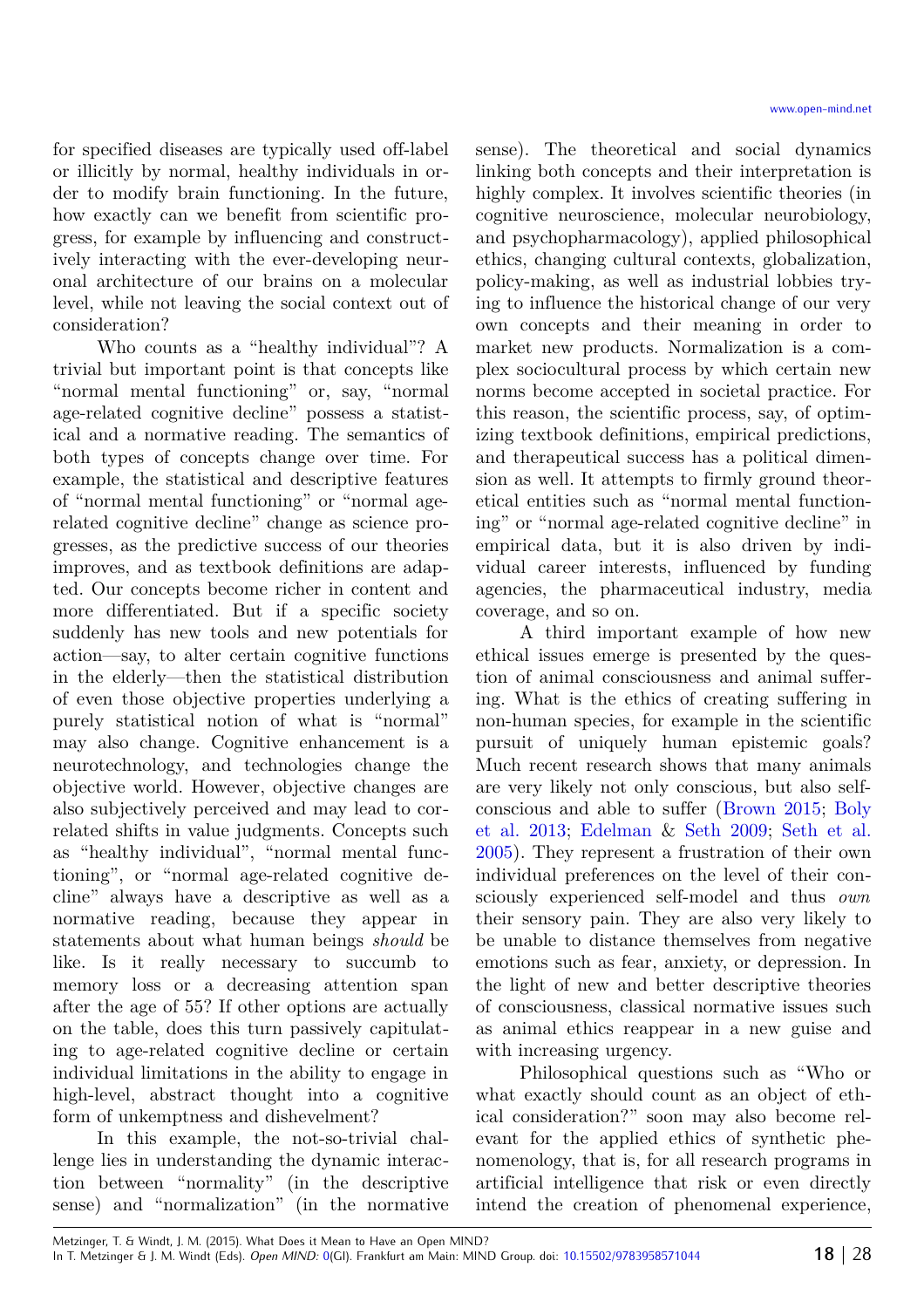for specified diseases are typically used off-label or illicitly by normal, healthy individuals in order to modify brain functioning. In the future, how exactly can we benefit from scientific progress, for example by influencing and constructively interacting with the ever-developing neuronal architecture of our brains on a molecular level, while not leaving the social context out of consideration?

Who counts as a "healthy individual"? A trivial but important point is that concepts like "normal mental functioning" or, say, "normal age-related cognitive decline" possess a statistical and a normative reading. The semantics of both types of concepts change over time. For example, the statistical and descriptive features of "normal mental functioning" or "normal age-related cognitive decline" change as science progresses, as the predictive success of our theories improves, and as textbook definitions are adapted. Our concepts become richer in content and more differentiated. But if a specific society suddenly has new tools and new potentials for action—say, to alter certain cognitive functions in the elderly—then the statistical distribution of even those objective properties underlying a purely statistical notion of what is "normal" may also change. Cognitive enhancement is a neurotechnology, and technologies change the objective world. However, objective changes are also subjectively perceived and may lead to correlated shifts in value judgments. Concepts such as "healthy individual", "normal mental functioning", or "normal age-related cognitive decline" always have a descriptive as well as a normative reading, because they appear in statements about what human beings *should* be like. Is it really necessary to succumb to memory loss or a decreasing attention span after the age of 55? If other options are actually on the table, does this turn passively capitulating to age-related cognitive decline or certain individual limitations in the ability to engage in high-level, abstract thought into a cognitive form of unkemptness and dishevelment?

In this example, the not-so-trivial challenge lies in understanding the dynamic interaction between "normality" (in the descriptive sense) and "normalization" (in the normative sense). The theoretical and social dynamics linking both concepts and their interpretation is highly complex. It involves scientific theories (in cognitive neuroscience, molecular neurobiology, and psychopharmacology), applied philosophical ethics, changing cultural contexts, globalization, policy-making, as well as industrial lobbies trying to influence the historical change of our very own concepts and their meaning in order to market new products. Normalization is a complex sociocultural process by which certain new norms become accepted in societal practice. For this reason, the scientific process, say, of optimizing textbook definitions, empirical predictions, and therapeutical success has a political dimension as well. It attempts to firmly ground theoretical entities such as "normal mental functioning" or "normal age-related cognitive decline" in empirical data, but it is also driven by individual career interests, influenced by funding agencies, the pharmaceutical industry, media coverage, and so on.

A third important example of how new ethical issues emerge is presented by the question of animal consciousness and animal suffering. What is the ethics of creating suffering in non-human species, for example in the scientific pursuit of uniquely human epistemic goals? Much recent research shows that many animals are very likely not only conscious, but also self-conscious and able to suffer (Brown 2015; Boly et al. 2013; Edelman & Seth 2009; Seth et al. 2005). They represent a frustration of their own individual preferences on the level of their consciously experienced self-model and thus *own* their sensory pain. They are also very likely to be unable to distance themselves from negative emotions such as fear, anxiety, or depression. In the light of new and better descriptive theories of consciousness, classical normative issues such as animal ethics reappear in a new guise and with increasing urgency.

Philosophical questions such as "Who or what exactly should count as an object of ethical consideration?" soon may also become relevant for the applied ethics of synthetic phenomenology, that is, for all research programs in artificial intelligence that risk or even directly intend the creation of phenomenal experience,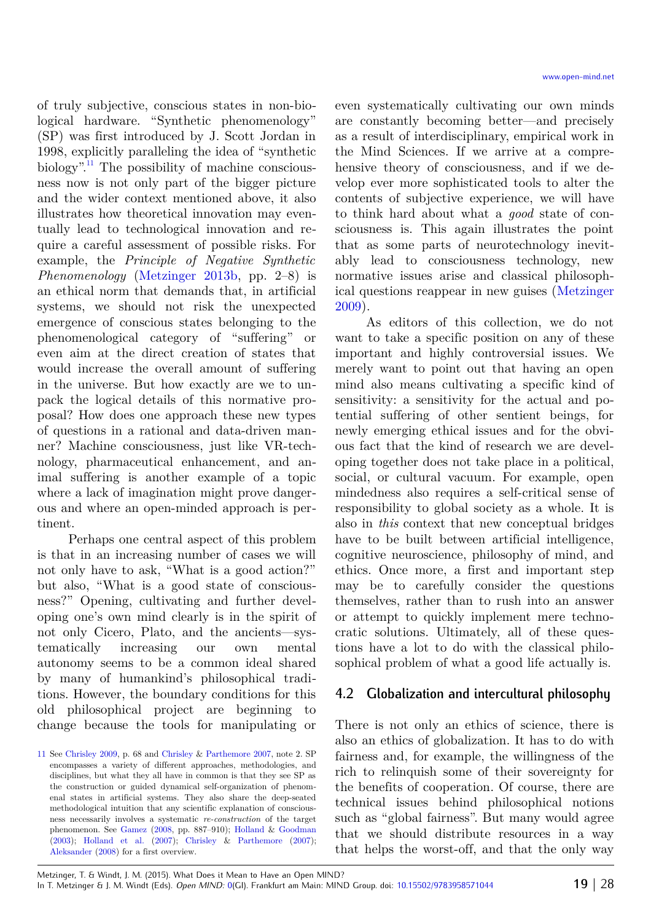of truly subjective, conscious states in non-biological hardware. "Synthetic phenomenology" (SP) was first introduced by J. Scott Jordan in 1998, explicitly paralleling the idea of "synthetic biology".[11] The possibility of machine consciousness now is not only part of the bigger picture and the wider context mentioned above, it also illustrates how theoretical innovation may eventually lead to technological innovation and require a careful assessment of possible risks. For example, the *Principle of Negative Synthetic Phenomenology* (Metzinger 2013b, pp. 2–8) is an ethical norm that demands that, in artificial systems, we should not risk the unexpected emergence of conscious states belonging to the phenomenological category of "suffering" or even aim at the direct creation of states that would increase the overall amount of suffering in the universe. But how exactly are we to unpack the logical details of this normative proposal? How does one approach these new types of questions in a rational and data-driven manner? Machine consciousness, just like VR-technology, pharmaceutical enhancement, and animal suffering is another example of a topic where a lack of imagination might prove dangerous and where an open-minded approach is pertinent.

Perhaps one central aspect of this problem is that in an increasing number of cases we will not only have to ask, "What is a good action?" but also, "What is a good state of consciousness?" Opening, cultivating and further developing one's own mind clearly is in the spirit of not only Cicero, Plato, and the ancients—systematically increasing our own mental autonomy seems to be a common ideal shared by many of humankind's philosophical traditions. However, the boundary conditions for this old philosophical project are beginning to change because the tools for manipulating or even systematically cultivating our own minds are constantly becoming better—and precisely as a result of interdisciplinary, empirical work in the Mind Sciences. If we arrive at a comprehensive theory of consciousness, and if we develop ever more sophisticated tools to alter the contents of subjective experience, we will have to think hard about what a *good* state of consciousness is. This again illustrates the point that as some parts of neurotechnology inevitably lead to consciousness technology, new normative issues arise and classical philosophical questions reappear in new guises (Metzinger 2009).

As editors of this collection, we do not want to take a specific position on any of these important and highly controversial issues. We merely want to point out that having an open mind also means cultivating a specific kind of sensitivity: a sensitivity for the actual and potential suffering of other sentient beings, for newly emerging ethical issues and for the obvious fact that the kind of research we are developing together does not take place in a political, social, or cultural vacuum. For example, open mindedness also requires a self-critical sense of responsibility to global society as a whole. It is also in *this* context that new conceptual bridges have to be built between artificial intelligence, cognitive neuroscience, philosophy of mind, and ethics. Once more, a first and important step may be to carefully consider the questions themselves, rather than to rush into an answer or attempt to quickly implement mere technocratic solutions. Ultimately, all of these questions have a lot to do with the classical philosophical problem of what a good life actually is.

### 4.2 Globalization and intercultural philosophy

There is not only an ethics of science, there is also an ethics of globalization. It has to do with fairness and, for example, the willingness of the rich to relinquish some of their sovereignty for the benefits of cooperation. Of course, there are technical issues behind philosophical notions such as "global fairness". But many would agree that we should distribute resources in a way that helps the worst-off, and that the only way

[11] See Chrisley 2009, p. 68 and Chrisley & Parthemore 2007, note 2. SP encompasses a variety of different approaches, methodologies, and disciplines, but what they all have in common is that they see SP as the construction or guided dynamical self-organization of phenomenal states in artificial systems. They also share the deep-seated methodological intuition that any scientific explanation of consciousness necessarily involves a systematic *re-construction* of the target phenomenon. See Gamez (2008, pp. 887–910); Holland & Goodman (2003); Holland et al. (2007); Chrisley & Parthemore (2007); Aleksander (2008) for a first overview.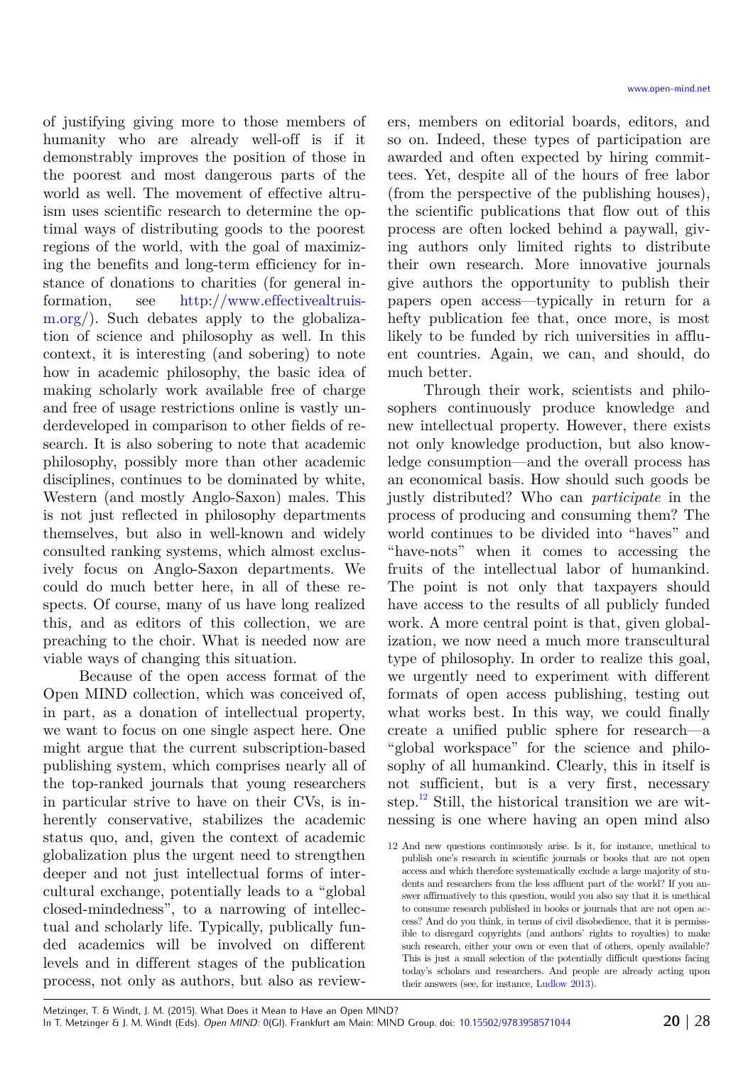of justifying giving more to those members of humanity who are already well-off is if it demonstrably improves the position of those in the poorest and most dangerous parts of the world as well. The movement of effective altruism uses scientific research to determine the optimal ways of distributing goods to the poorest regions of the world, with the goal of maximizing the benefits and long-term efficiency for instance of donations to charities (for general information, see http://www.effectivealtruism.org/). Such debates apply to the globalization of science and philosophy as well. In this context, it is interesting (and sobering) to note how in academic philosophy, the basic idea of making scholarly work available free of charge and free of usage restrictions online is vastly underdeveloped in comparison to other fields of research. It is also sobering to note that academic philosophy, possibly more than other academic disciplines, continues to be dominated by white, Western (and mostly Anglo-Saxon) males. This is not just reflected in philosophy departments themselves, but also in well-known and widely consulted ranking systems, which almost exclusively focus on Anglo-Saxon departments. We could do much better here, in all of these respects. Of course, many of us have long realized this, and as editors of this collection, we are preaching to the choir. What is needed now are viable ways of changing this situation.

Because of the open access format of the Open MIND collection, which was conceived of, in part, as a donation of intellectual property, we want to focus on one single aspect here. One might argue that the current subscription-based publishing system, which comprises nearly all of the top-ranked journals that young researchers in particular strive to have on their CVs, is inherently conservative, stabilizes the academic status quo, and, given the context of academic globalization plus the urgent need to strengthen deeper and not just intellectual forms of intercultural exchange, potentially leads to a "global closed-mindedness", to a narrowing of intellectual and scholarly life. Typically, publically funded academics will be involved on different levels and in different stages of the publication process, not only as authors, but also as reviewers, members on editorial boards, editors, and so on. Indeed, these types of participation are awarded and often expected by hiring committees. Yet, despite all of the hours of free labor (from the perspective of the publishing houses), the scientific publications that flow out of this process are often locked behind a paywall, giving authors only limited rights to distribute their own research. More innovative journals give authors the opportunity to publish their papers open access—typically in return for a hefty publication fee that, once more, is most likely to be funded by rich universities in affluent countries. Again, we can, and should, do much better.

Through their work, scientists and philosophers continuously produce knowledge and new intellectual property. However, there exists not only knowledge production, but also knowledge consumption—and the overall process has an economical basis. How should such goods be justly distributed? Who can *participate* in the process of producing and consuming them? The world continues to be divided into "haves" and "have-nots" when it comes to accessing the fruits of the intellectual labor of humankind. The point is not only that taxpayers should have access to the results of all publicly funded work. A more central point is that, given globalization, we now need a much more transcultural type of philosophy. In order to realize this goal, we urgently need to experiment with different formats of open access publishing, testing out what works best. In this way, we could finally create a unified public sphere for research—a "global workspace" for the science and philosophy of all humankind. Clearly, this in itself is not sufficient, but is a very first, necessary step.[12] Still, the historical transition we are witnessing is one where having an open mind also

[12] And new questions continuously arise. Is it, for instance, unethical to publish one's research in scientific journals or books that are not open access and which therefore systematically exclude a large majority of students and researchers from the less affluent part of the world? If you answer affirmatively to this question, would you also say that it is unethical to consume research published in books or journals that are not open access? And do you think, in terms of civil disobedience, that it is permissible to disregard copyrights (and authors' rights to royalties) to make such research, either your own or even that of others, openly available? This is just a small selection of the potentially difficult questions facing today's scholars and researchers. And people are already acting upon their answers (see, for instance, Ludlow 2013).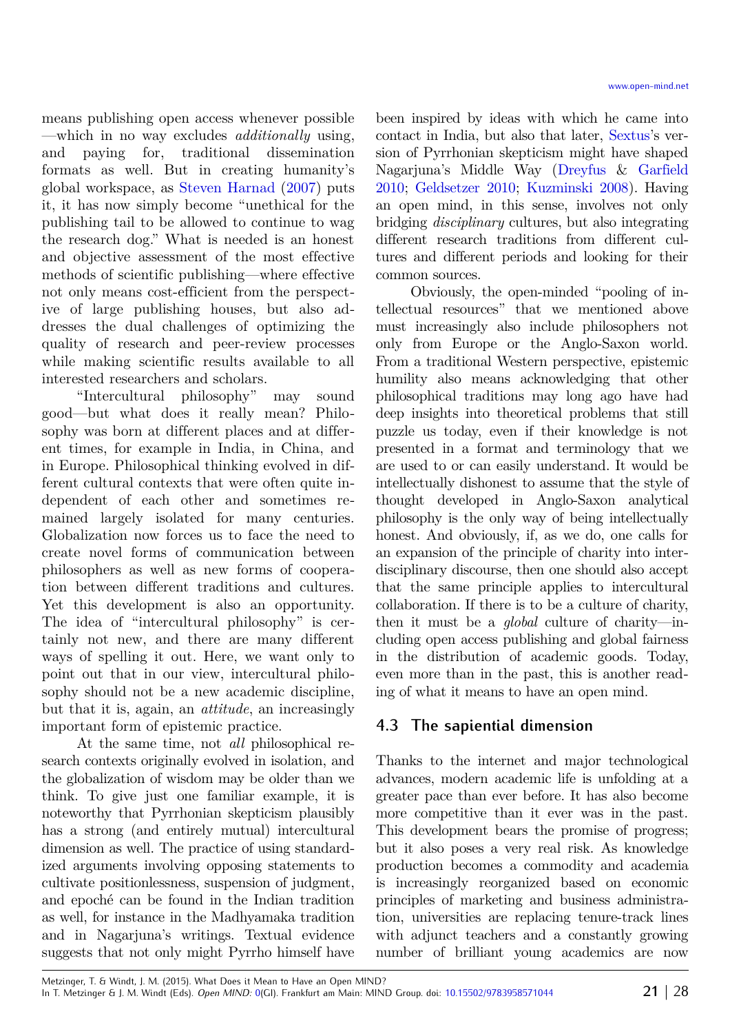means publishing open access whenever possible —which in no way excludes *additionally* using, and paying for, traditional dissemination formats as well. But in creating humanity's global workspace, as Steven Harnad (2007) puts it, it has now simply become "unethical for the publishing tail to be allowed to continue to wag the research dog." What is needed is an honest and objective assessment of the most effective methods of scientific publishing—where effective not only means cost-efficient from the perspective of large publishing houses, but also addresses the dual challenges of optimizing the quality of research and peer-review processes while making scientific results available to all interested researchers and scholars.

"Intercultural philosophy" may sound good—but what does it really mean? Philosophy was born at different places and at different times, for example in India, in China, and in Europe. Philosophical thinking evolved in different cultural contexts that were often quite independent of each other and sometimes remained largely isolated for many centuries. Globalization now forces us to face the need to create novel forms of communication between philosophers as well as new forms of cooperation between different traditions and cultures. Yet this development is also an opportunity. The idea of "intercultural philosophy" is certainly not new, and there are many different ways of spelling it out. Here, we want only to point out that in our view, intercultural philosophy should not be a new academic discipline, but that it is, again, an *attitude*, an increasingly important form of epistemic practice.

At the same time, not *all* philosophical research contexts originally evolved in isolation, and the globalization of wisdom may be older than we think. To give just one familiar example, it is noteworthy that Pyrrhonian skepticism plausibly has a strong (and entirely mutual) intercultural dimension as well. The practice of using standardized arguments involving opposing statements to cultivate positionlessness, suspension of judgment, and epoché can be found in the Indian tradition as well, for instance in the Madhyamaka tradition and in Nagarjuna's writings. Textual evidence suggests that not only might Pyrrho himself have been inspired by ideas with which he came into contact in India, but also that later, Sextus's version of Pyrrhonian skepticism might have shaped Nagarjuna's Middle Way (Dreyfus & Garfield 2010; Geldsetzer 2010; Kuzminski 2008). Having an open mind, in this sense, involves not only bridging *disciplinary* cultures, but also integrating different research traditions from different cultures and different periods and looking for their common sources.

Obviously, the open-minded "pooling of intellectual resources" that we mentioned above must increasingly also include philosophers not only from Europe or the Anglo-Saxon world. From a traditional Western perspective, epistemic humility also means acknowledging that other philosophical traditions may long ago have had deep insights into theoretical problems that still puzzle us today, even if their knowledge is not presented in a format and terminology that we are used to or can easily understand. It would be intellectually dishonest to assume that the style of thought developed in Anglo-Saxon analytical philosophy is the only way of being intellectually honest. And obviously, if, as we do, one calls for an expansion of the principle of charity into interdisciplinary discourse, then one should also accept that the same principle applies to intercultural collaboration. If there is to be a culture of charity, then it must be a *global* culture of charity—including open access publishing and global fairness in the distribution of academic goods. Today, even more than in the past, this is another reading of what it means to have an open mind.

## 4.3 The sapiential dimension

Thanks to the internet and major technological advances, modern academic life is unfolding at a greater pace than ever before. It has also become more competitive than it ever was in the past. This development bears the promise of progress; but it also poses a very real risk. As knowledge production becomes a commodity and academia is increasingly reorganized based on economic principles of marketing and business administration, universities are replacing tenure-track lines with adjunct teachers and a constantly growing number of brilliant young academics are now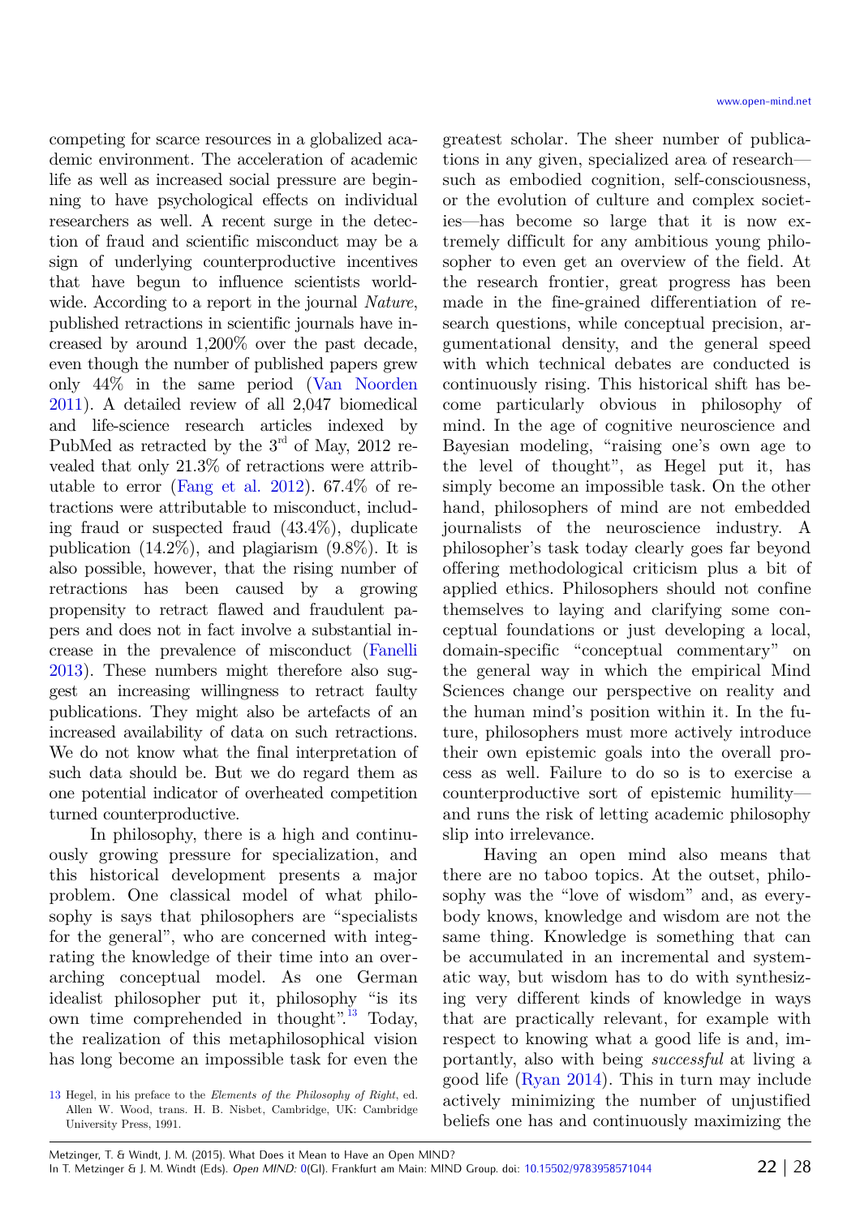competing for scarce resources in a globalized academic environment. The acceleration of academic life as well as increased social pressure are beginning to have psychological effects on individual researchers as well. A recent surge in the detection of fraud and scientific misconduct may be a sign of underlying counterproductive incentives that have begun to influence scientists worldwide. According to a report in the journal *Nature*, published retractions in scientific journals have increased by around 1,200% over the past decade, even though the number of published papers grew only 44% in the same period (Van Noorden 2011). A detailed review of all 2,047 biomedical and life-science research articles indexed by PubMed as retracted by the 3rd of May, 2012 revealed that only 21.3% of retractions were attributable to error (Fang et al. 2012). 67.4% of retractions were attributable to misconduct, including fraud or suspected fraud (43.4%), duplicate publication (14.2%), and plagiarism (9.8%). It is also possible, however, that the rising number of retractions has been caused by a growing propensity to retract flawed and fraudulent papers and does not in fact involve a substantial increase in the prevalence of misconduct (Fanelli 2013). These numbers might therefore also suggest an increasing willingness to retract faulty publications. They might also be artefacts of an increased availability of data on such retractions. We do not know what the final interpretation of such data should be. But we do regard them as one potential indicator of overheated competition turned counterproductive.

In philosophy, there is a high and continuously growing pressure for specialization, and this historical development presents a major problem. One classical model of what philosophy is says that philosophers are "specialists for the general", who are concerned with integrating the knowledge of their time into an overarching conceptual model. As one German idealist philosopher put it, philosophy "is its own time comprehended in thought".[13] Today, the realization of this metaphilosophical vision has long become an impossible task for even the greatest scholar. The sheer number of publications in any given, specialized area of research—such as embodied cognition, self-consciousness, or the evolution of culture and complex societies—has become so large that it is now extremely difficult for any ambitious young philosopher to even get an overview of the field. At the research frontier, great progress has been made in the fine-grained differentiation of research questions, while conceptual precision, argumentational density, and the general speed with which technical debates are conducted is continuously rising. This historical shift has become particularly obvious in philosophy of mind. In the age of cognitive neuroscience and Bayesian modeling, "raising one's own age to the level of thought", as Hegel put it, has simply become an impossible task. On the other hand, philosophers of mind are not embedded journalists of the neuroscience industry. A philosopher's task today clearly goes far beyond offering methodological criticism plus a bit of applied ethics. Philosophers should not confine themselves to laying and clarifying some conceptual foundations or just developing a local, domain-specific "conceptual commentary" on the general way in which the empirical Mind Sciences change our perspective on reality and the human mind's position within it. In the future, philosophers must more actively introduce their own epistemic goals into the overall process as well. Failure to do so is to exercise a counterproductive sort of epistemic humility—and runs the risk of letting academic philosophy slip into irrelevance.

Having an open mind also means that there are no taboo topics. At the outset, philosophy was the "love of wisdom" and, as everybody knows, knowledge and wisdom are not the same thing. Knowledge is something that can be accumulated in an incremental and systematic way, but wisdom has to do with synthesizing very different kinds of knowledge in ways that are practically relevant, for example with respect to knowing what a good life is and, importantly, also with being *successful* at living a good life (Ryan 2014). This in turn may include actively minimizing the number of unjustified beliefs one has and continuously maximizing the

[13] Hegel, in his preface to the *Elements of the Philosophy of Right*, ed. Allen W. Wood, trans. H. B. Nisbet, Cambridge, UK: Cambridge University Press, 1991.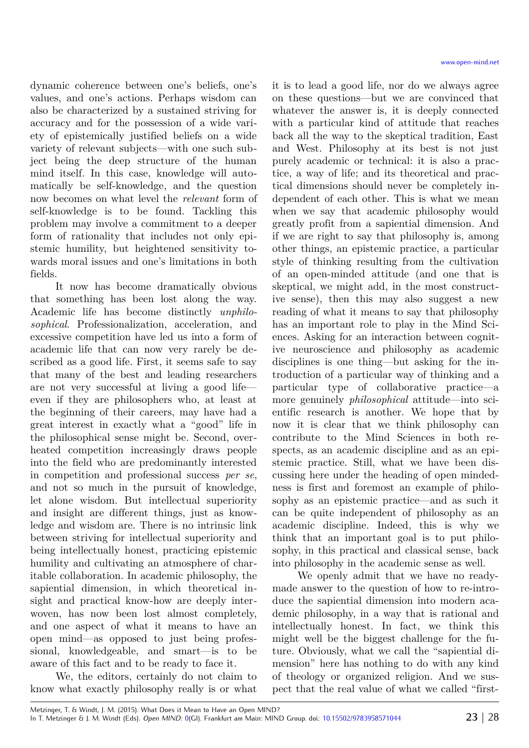dynamic coherence between one's beliefs, one's values, and one's actions. Perhaps wisdom can also be characterized by a sustained striving for accuracy and for the possession of a wide variety of epistemically justified beliefs on a wide variety of relevant subjects—with one such subject being the deep structure of the human mind itself. In this case, knowledge will automatically be self-knowledge, and the question now becomes on what level the *relevant* form of self-knowledge is to be found. Tackling this problem may involve a commitment to a deeper form of rationality that includes not only epistemic humility, but heightened sensitivity towards moral issues and one's limitations in both fields.

It now has become dramatically obvious that something has been lost along the way. Academic life has become distinctly *unphilosophical*. Professionalization, acceleration, and excessive competition have led us into a form of academic life that can now very rarely be described as a good life. First, it seems safe to say that many of the best and leading researchers are not very successful at living a good life—even if they are philosophers who, at least at the beginning of their careers, may have had a great interest in exactly what a "good" life in the philosophical sense might be. Second, overheated competition increasingly draws people into the field who are predominantly interested in competition and professional success *per se*, and not so much in the pursuit of knowledge, let alone wisdom. But intellectual superiority and insight are different things, just as knowledge and wisdom are. There is no intrinsic link between striving for intellectual superiority and being intellectually honest, practicing epistemic humility and cultivating an atmosphere of charitable collaboration. In academic philosophy, the sapiential dimension, in which theoretical insight and practical know-how are deeply interwoven, has now been lost almost completely, and one aspect of what it means to have an open mind—as opposed to just being professional, knowledgeable, and smart—is to be aware of this fact and to be ready to face it.

We, the editors, certainly do not claim to know what exactly philosophy really is or what it is to lead a good life, nor do we always agree on these questions—but we are convinced that whatever the answer is, it is deeply connected with a particular kind of attitude that reaches back all the way to the skeptical tradition, East and West. Philosophy at its best is not just purely academic or technical: it is also a practice, a way of life; and its theoretical and practical dimensions should never be completely independent of each other. This is what we mean when we say that academic philosophy would greatly profit from a sapiential dimension. And if we are right to say that philosophy is, among other things, an epistemic practice, a particular style of thinking resulting from the cultivation of an open-minded attitude (and one that is skeptical, we might add, in the most constructive sense), then this may also suggest a new reading of what it means to say that philosophy has an important role to play in the Mind Sciences. Asking for an interaction between cognitive neuroscience and philosophy as academic disciplines is one thing—but asking for the introduction of a particular way of thinking and a particular type of collaborative practice—a more genuinely *philosophical* attitude—into scientific research is another. We hope that by now it is clear that we think philosophy can contribute to the Mind Sciences in both respects, as an academic discipline and as an epistemic practice. Still, what we have been discussing here under the heading of open mindedness is first and foremost an example of philosophy as an epistemic practice—and as such it can be quite independent of philosophy as an academic discipline. Indeed, this is why we think that an important goal is to put philosophy, in this practical and classical sense, back into philosophy in the academic sense as well.

We openly admit that we have no ready-made answer to the question of how to re-introduce the sapiential dimension into modern academic philosophy, in a way that is rational and intellectually honest. In fact, we think this might well be the biggest challenge for the future. Obviously, what we call the "sapiential dimension" here has nothing to do with any kind of theology or organized religion. And we suspect that the real value of what we called "first-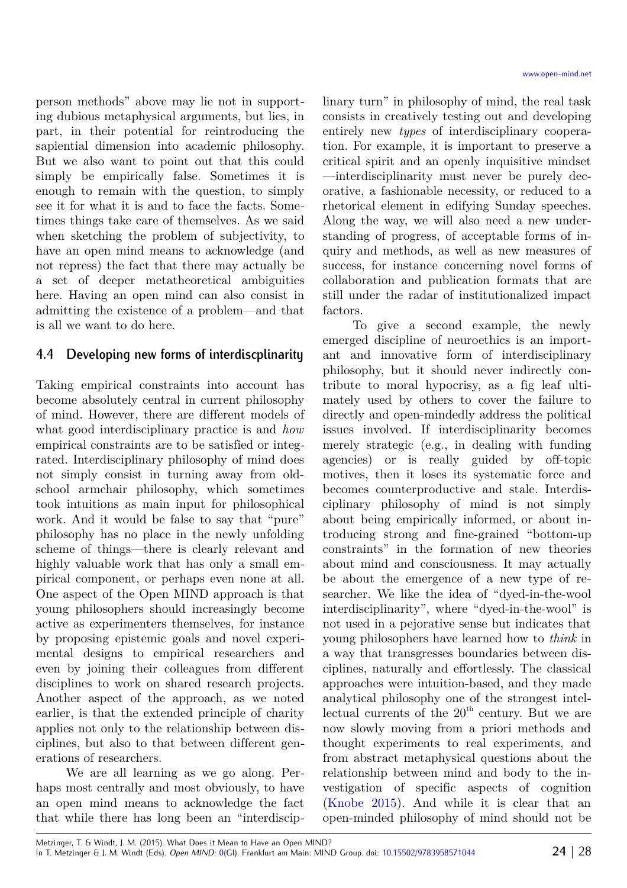person methods" above may lie not in supporting dubious metaphysical arguments, but lies, in part, in their potential for reintroducing the sapiential dimension into academic philosophy. But we also want to point out that this could simply be empirically false. Sometimes it is enough to remain with the question, to simply see it for what it is and to face the facts. Sometimes things take care of themselves. As we said when sketching the problem of subjectivity, to have an open mind means to acknowledge (and not repress) the fact that there may actually be a set of deeper metatheoretical ambiguities here. Having an open mind can also consist in admitting the existence of a problem—and that is all we want to do here.

### 4.4 Developing new forms of interdiscplinarity

Taking empirical constraints into account has become absolutely central in current philosophy of mind. However, there are different models of what good interdisciplinary practice is and *how* empirical constraints are to be satisfied or integrated. Interdisciplinary philosophy of mind does not simply consist in turning away from old-school armchair philosophy, which sometimes took intuitions as main input for philosophical work. And it would be false to say that "pure" philosophy has no place in the newly unfolding scheme of things—there is clearly relevant and highly valuable work that has only a small empirical component, or perhaps even none at all. One aspect of the Open MIND approach is that young philosophers should increasingly become active as experimenters themselves, for instance by proposing epistemic goals and novel experimental designs to empirical researchers and even by joining their colleagues from different disciplines to work on shared research projects. Another aspect of the approach, as we noted earlier, is that the extended principle of charity applies not only to the relationship between disciplines, but also to that between different generations of researchers.

We are all learning as we go along. Perhaps most centrally and most obviously, to have an open mind means to acknowledge the fact that while there has long been an "interdisciplinary turn" in philosophy of mind, the real task consists in creatively testing out and developing entirely new *types* of interdisciplinary cooperation. For example, it is important to preserve a critical spirit and an openly inquisitive mindset—interdisciplinarity must never be purely decorative, a fashionable necessity, or reduced to a rhetorical element in edifying Sunday speeches. Along the way, we will also need a new understanding of progress, of acceptable forms of inquiry and methods, as well as new measures of success, for instance concerning novel forms of collaboration and publication formats that are still under the radar of institutionalized impact factors.

To give a second example, the newly emerged discipline of neuroethics is an important and innovative form of interdisciplinary philosophy, but it should never indirectly contribute to moral hypocrisy, as a fig leaf ultimately used by others to cover the failure to directly and open-mindedly address the political issues involved. If interdisciplinarity becomes merely strategic (e.g., in dealing with funding agencies) or is really guided by off-topic motives, then it loses its systematic force and becomes counterproductive and stale. Interdisciplinary philosophy of mind is not simply about being empirically informed, or about introducing strong and fine-grained "bottom-up constraints" in the formation of new theories about mind and consciousness. It may actually be about the emergence of a new type of researcher. We like the idea of "dyed-in-the-wool interdisciplinarity", where "dyed-in-the-wool" is not used in a pejorative sense but indicates that young philosophers have learned how to *think* in a way that transgresses boundaries between disciplines, naturally and effortlessly. The classical approaches were intuition-based, and they made analytical philosophy one of the strongest intellectual currents of the 20th century. But we are now slowly moving from a priori methods and thought experiments to real experiments, and from abstract metaphysical questions about the relationship between mind and body to the investigation of specific aspects of cognition (Knobe 2015). And while it is clear that an open-minded philosophy of mind should not be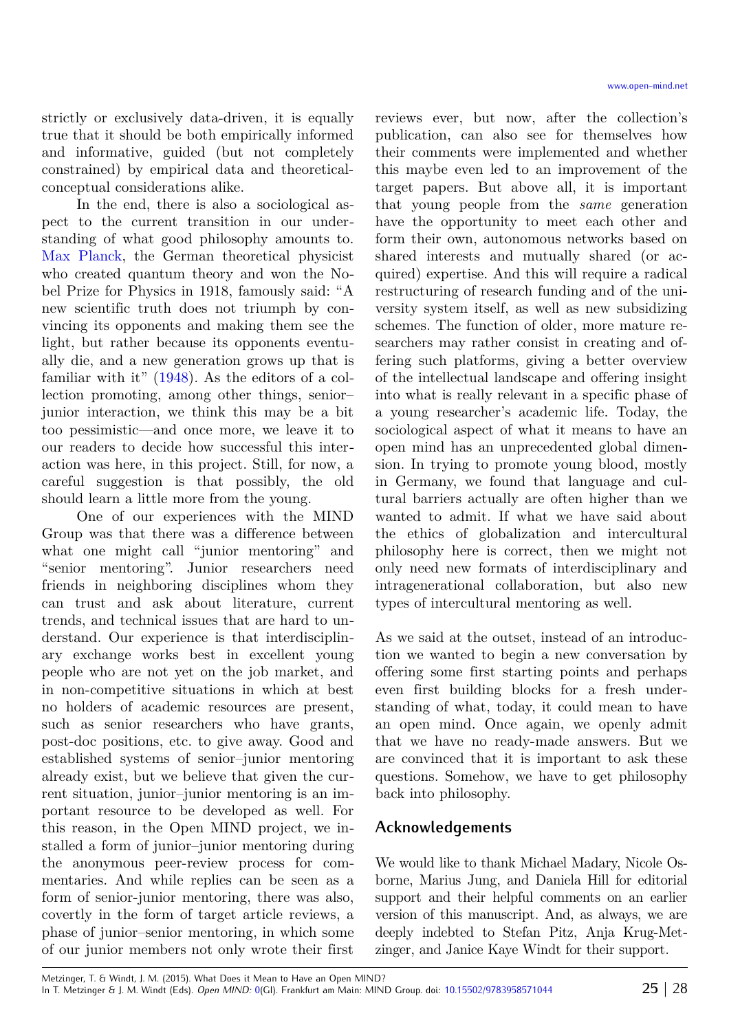strictly or exclusively data-driven, it is equally true that it should be both empirically informed and informative, guided (but not completely constrained) by empirical data and theoretical-conceptual considerations alike.

In the end, there is also a sociological aspect to the current transition in our understanding of what good philosophy amounts to. Max Planck, the German theoretical physicist who created quantum theory and won the Nobel Prize for Physics in 1918, famously said: "A new scientific truth does not triumph by convincing its opponents and making them see the light, but rather because its opponents eventually die, and a new generation grows up that is familiar with it" (1948). As the editors of a collection promoting, among other things, senior–junior interaction, we think this may be a bit too pessimistic—and once more, we leave it to our readers to decide how successful this interaction was here, in this project. Still, for now, a careful suggestion is that possibly, the old should learn a little more from the young.

One of our experiences with the MIND Group was that there was a difference between what one might call "junior mentoring" and "senior mentoring". Junior researchers need friends in neighboring disciplines whom they can trust and ask about literature, current trends, and technical issues that are hard to understand. Our experience is that interdisciplinary exchange works best in excellent young people who are not yet on the job market, and in non-competitive situations in which at best no holders of academic resources are present, such as senior researchers who have grants, post-doc positions, etc. to give away. Good and established systems of senior–junior mentoring already exist, but we believe that given the current situation, junior–junior mentoring is an important resource to be developed as well. For this reason, in the Open MIND project, we installed a form of junior–junior mentoring during the anonymous peer-review process for commentaries. And while replies can be seen as a form of senior-junior mentoring, there was also, covertly in the form of target article reviews, a phase of junior–senior mentoring, in which some of our junior members not only wrote their first reviews ever, but now, after the collection's publication, can also see for themselves how their comments were implemented and whether this maybe even led to an improvement of the target papers. But above all, it is important that young people from the *same* generation have the opportunity to meet each other and form their own, autonomous networks based on shared interests and mutually shared (or acquired) expertise. And this will require a radical restructuring of research funding and of the university system itself, as well as new subsidizing schemes. The function of older, more mature researchers may rather consist in creating and offering such platforms, giving a better overview of the intellectual landscape and offering insight into what is really relevant in a specific phase of a young researcher's academic life. Today, the sociological aspect of what it means to have an open mind has an unprecedented global dimension. In trying to promote young blood, mostly in Germany, we found that language and cultural barriers actually are often higher than we wanted to admit. If what we have said about the ethics of globalization and intercultural philosophy here is correct, then we might not only need new formats of interdisciplinary and intragenerational collaboration, but also new types of intercultural mentoring as well.

As we said at the outset, instead of an introduction we wanted to begin a new conversation by offering some first starting points and perhaps even first building blocks for a fresh understanding of what, today, it could mean to have an open mind. Once again, we openly admit that we have no ready-made answers. But we are convinced that it is important to ask these questions. Somehow, we have to get philosophy back into philosophy.

## Acknowledgements

We would like to thank Michael Madary, Nicole Osborne, Marius Jung, and Daniela Hill for editorial support and their helpful comments on an earlier version of this manuscript. And, as always, we are deeply indebted to Stefan Pitz, Anja Krug-Metzinger, and Janice Kaye Windt for their support.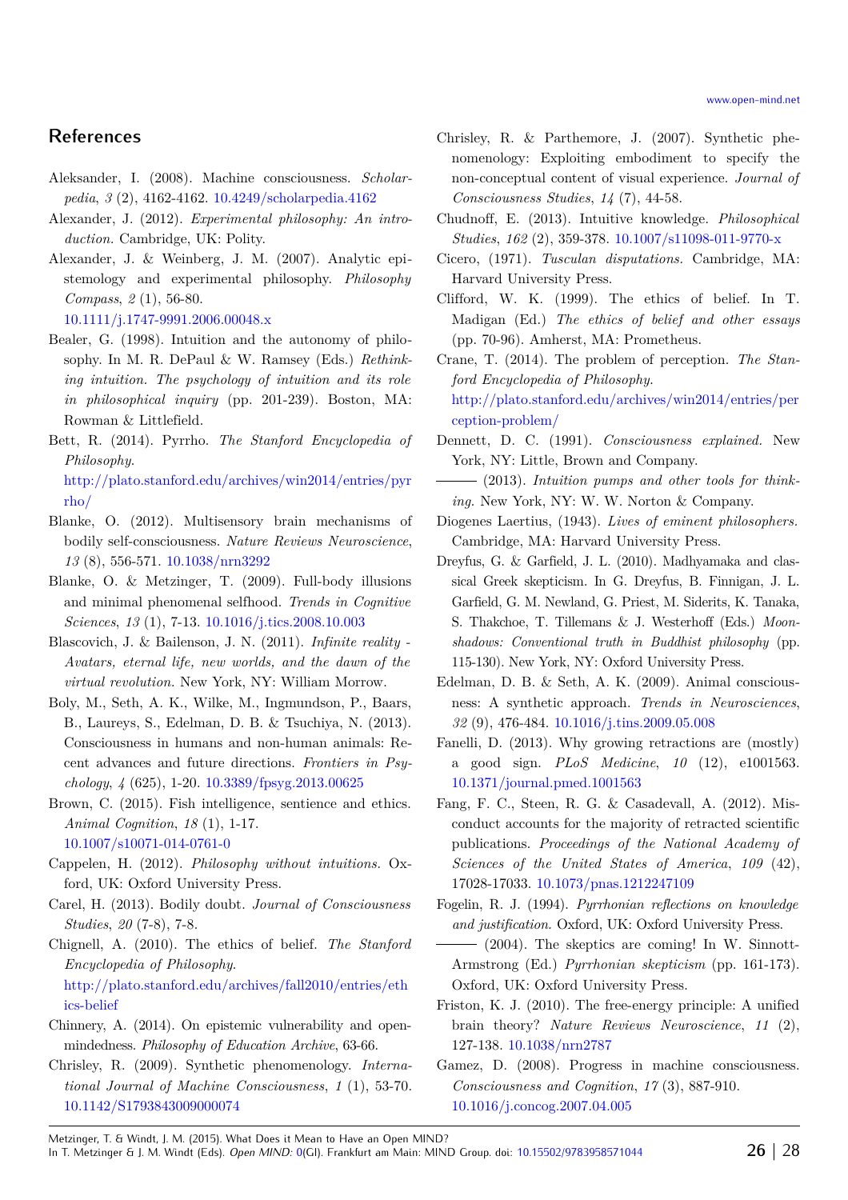## References

Aleksander, I. (2008). Machine consciousness. *Scholarpedia, 3* (2), 4162-4162. 10.4249/scholarpedia.4162

Alexander, J. (2012). *Experimental philosophy: An introduction.* Cambridge, UK: Polity.

Alexander, J. & Weinberg, J. M. (2007). Analytic epistemology and experimental philosophy. *Philosophy Compass, 2* (1), 56-80. 10.1111/j.1747-9991.2006.00048.x

Bealer, G. (1998). Intuition and the autonomy of philosophy. In M. R. DePaul & W. Ramsey (Eds.) *Rethinking intuition. The psychology of intuition and its role in philosophical inquiry* (pp. 201-239). Boston, MA: Rowman & Littlefield.

Bett, R. (2014). Pyrrho. *The Stanford Encyclopedia of Philosophy.* http://plato.stanford.edu/archives/win2014/entries/pyrrho/

Blanke, O. (2012). Multisensory brain mechanisms of bodily self-consciousness. *Nature Reviews Neuroscience, 13* (8), 556-571. 10.1038/nrn3292

Blanke, O. & Metzinger, T. (2009). Full-body illusions and minimal phenomenal selfhood. *Trends in Cognitive Sciences, 13* (1), 7-13. 10.1016/j.tics.2008.10.003

Blascovich, J. & Bailenson, J. N. (2011). *Infinite reality - Avatars, eternal life, new worlds, and the dawn of the virtual revolution.* New York, NY: William Morrow.

Boly, M., Seth, A. K., Wilke, M., Ingmundson, P., Baars, B., Laureys, S., Edelman, D. B. & Tsuchiya, N. (2013). Consciousness in humans and non-human animals: Recent advances and future directions. *Frontiers in Psychology, 4* (625), 1-20. 10.3389/fpsyg.2013.00625

Brown, C. (2015). Fish intelligence, sentience and ethics. *Animal Cognition, 18* (1), 1-17. 10.1007/s10071-014-0761-0

Cappelen, H. (2012). *Philosophy without intuitions.* Oxford, UK: Oxford University Press.

Carel, H. (2013). Bodily doubt. *Journal of Consciousness Studies, 20* (7-8), 7-8.

Chignell, A. (2010). The ethics of belief. *The Stanford Encyclopedia of Philosophy.* http://plato.stanford.edu/archives/fall2010/entries/ethics-belief

Chinnery, A. (2014). On epistemic vulnerability and open-mindedness. *Philosophy of Education Archive*, 63-66.

Chrisley, R. (2009). Synthetic phenomenology. *International Journal of Machine Consciousness, 1* (1), 53-70. 10.1142/S1793843009000074

Chrisley, R. & Parthemore, J. (2007). Synthetic phenomenology: Exploiting embodiment to specify the non-conceptual content of visual experience. *Journal of Consciousness Studies, 14* (7), 44-58.

Chudnoff, E. (2013). Intuitive knowledge. *Philosophical Studies, 162* (2), 359-378. 10.1007/s11098-011-9770-x

Cicero, (1971). *Tusculan disputations.* Cambridge, MA: Harvard University Press.

Clifford, W. K. (1999). The ethics of belief. In T. Madigan (Ed.) *The ethics of belief and other essays* (pp. 70-96). Amherst, MA: Prometheus.

Crane, T. (2014). The problem of perception. *The Stanford Encyclopedia of Philosophy.* http://plato.stanford.edu/archives/win2014/entries/perception-problem/

Dennett, D. C. (1991). *Consciousness explained.* New York, NY: Little, Brown and Company.

——— (2013). *Intuition pumps and other tools for thinking.* New York, NY: W. W. Norton & Company.

Diogenes Laertius, (1943). *Lives of eminent philosophers.* Cambridge, MA: Harvard University Press.

Dreyfus, G. & Garfield, J. L. (2010). Madhyamaka and classical Greek skepticism. In G. Dreyfus, B. Finnigan, J. L. Garfield, G. M. Newland, G. Priest, M. Siderits, K. Tanaka, S. Thakchoe, T. Tillemans & J. Westerhoff (Eds.) *Moonshadows: Conventional truth in Buddhist philosophy* (pp. 115-130). New York, NY: Oxford University Press.

Edelman, D. B. & Seth, A. K. (2009). Animal consciousness: A synthetic approach. *Trends in Neurosciences, 32* (9), 476-484. 10.1016/j.tins.2009.05.008

Fanelli, D. (2013). Why growing retractions are (mostly) a good sign. *PLoS Medicine, 10* (12), e1001563. 10.1371/journal.pmed.1001563

Fang, F. C., Steen, R. G. & Casadevall, A. (2012). Misconduct accounts for the majority of retracted scientific publications. *Proceedings of the National Academy of Sciences of the United States of America, 109* (42), 17028-17033. 10.1073/pnas.1212247109

Fogelin, R. J. (1994). *Pyrrhonian reflections on knowledge and justification.* Oxford, UK: Oxford University Press.

——— (2004). The skeptics are coming! In W. Sinnott-Armstrong (Ed.) *Pyrrhonian skepticism* (pp. 161-173). Oxford, UK: Oxford University Press.

Friston, K. J. (2010). The free-energy principle: A unified brain theory? *Nature Reviews Neuroscience, 11* (2), 127-138. 10.1038/nrn2787

Gamez, D. (2008). Progress in machine consciousness. *Consciousness and Cognition, 17* (3), 887-910. 10.1016/j.concog.2007.04.005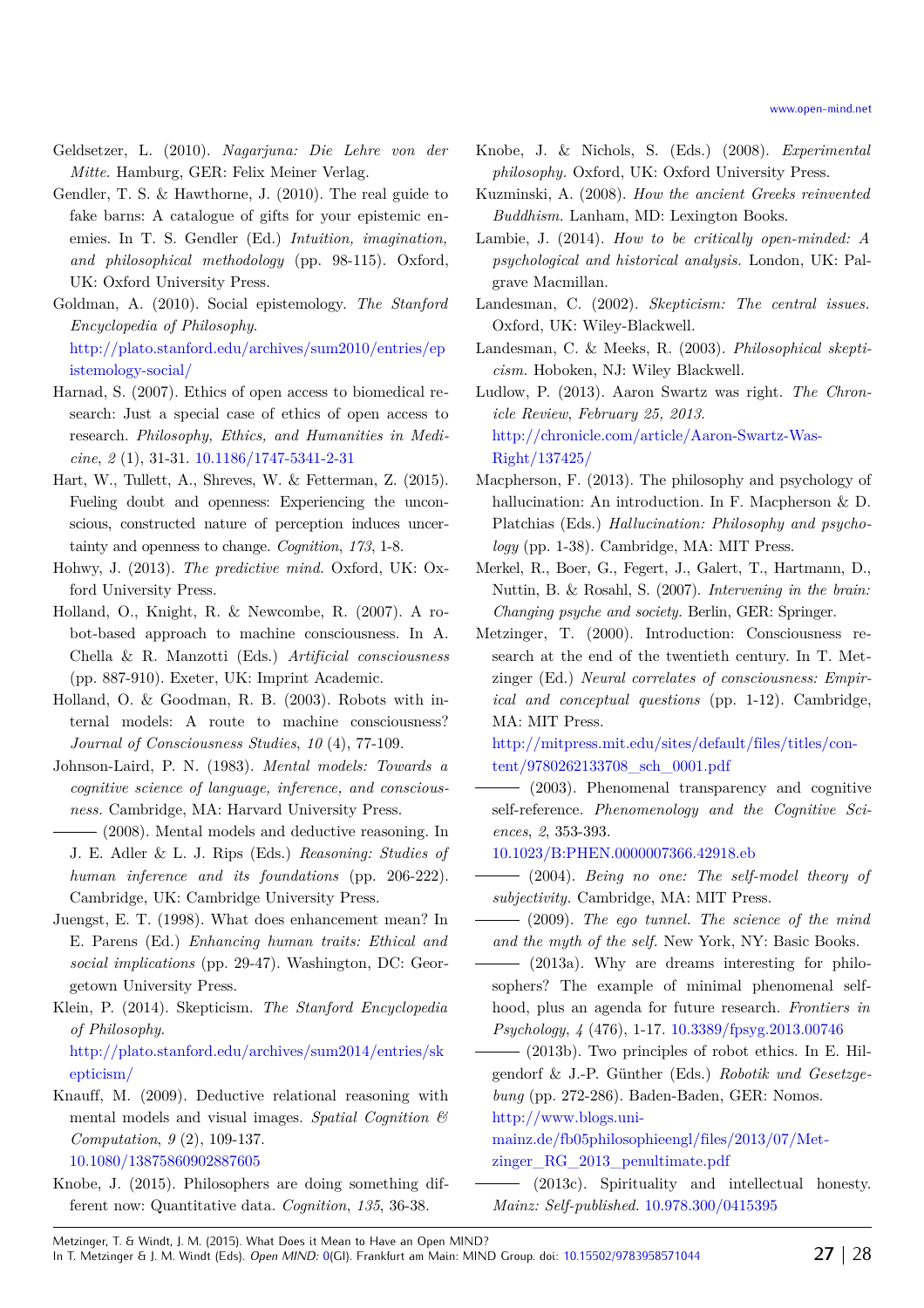Geldsetzer, L. (2010). *Nagarjuna: Die Lehre von der Mitte*. Hamburg, GER: Felix Meiner Verlag.

Gendler, T. S. & Hawthorne, J. (2010). The real guide to fake barns: A catalogue of gifts for your epistemic enemies. In T. S. Gendler (Ed.) *Intuition, imagination, and philosophical methodology* (pp. 98-115). Oxford, UK: Oxford University Press.

Goldman, A. (2010). Social epistemology. *The Stanford Encyclopedia of Philosophy*. http://plato.stanford.edu/archives/sum2010/entries/epistemology-social/

Harnad, S. (2007). Ethics of open access to biomedical research: Just a special case of ethics of open access to research. *Philosophy, Ethics, and Humanities in Medicine*, *2* (1), 31-31. 10.1186/1747-5341-2-31

Hart, W., Tullett, A., Shreves, W. & Fetterman, Z. (2015). Fueling doubt and openness: Experiencing the unconscious, constructed nature of perception induces uncertainty and openness to change. *Cognition*, *173*, 1-8.

Hohwy, J. (2013). *The predictive mind.* Oxford, UK: Oxford University Press.

Holland, O., Knight, R. & Newcombe, R. (2007). A robot-based approach to machine consciousness. In A. Chella & R. Manzotti (Eds.) *Artificial consciousness* (pp. 887-910). Exeter, UK: Imprint Academic.

Holland, O. & Goodman, R. B. (2003). Robots with internal models: A route to machine consciousness? *Journal of Consciousness Studies*, *10* (4), 77-109.

Johnson-Laird, P. N. (1983). *Mental models: Towards a cognitive science of language, inference, and consciousness.* Cambridge, MA: Harvard University Press.

——— (2008). Mental models and deductive reasoning. In J. E. Adler & L. J. Rips (Eds.) *Reasoning: Studies of human inference and its foundations* (pp. 206-222). Cambridge, UK: Cambridge University Press.

Juengst, E. T. (1998). What does enhancement mean? In E. Parens (Ed.) *Enhancing human traits: Ethical and social implications* (pp. 29-47). Washington, DC: Georgetown University Press.

Klein, P. (2014). Skepticism. *The Stanford Encyclopedia of Philosophy*. http://plato.stanford.edu/archives/sum2014/entries/skepticism/

Knauff, M. (2009). Deductive relational reasoning with mental models and visual images. *Spatial Cognition & Computation*, *9* (2), 109-137. 10.1080/13875860902887605

Knobe, J. (2015). Philosophers are doing something different now: Quantitative data. *Cognition*, *135*, 36-38.

Knobe, J. & Nichols, S. (Eds.) (2008). *Experimental philosophy.* Oxford, UK: Oxford University Press.

Kuzminski, A. (2008). *How the ancient Greeks reinvented Buddhism.* Lanham, MD: Lexington Books.

Lambie, J. (2014). *How to be critically open-minded: A psychological and historical analysis.* London, UK: Palgrave Macmillan.

Landesman, C. (2002). *Skepticism: The central issues.* Oxford, UK: Wiley-Blackwell.

Landesman, C. & Meeks, R. (2003). *Philosophical skepticism.* Hoboken, NJ: Wiley Blackwell.

Ludlow, P. (2013). Aaron Swartz was right. *The Chronicle Review*, *February 25, 2013*. http://chronicle.com/article/Aaron-Swartz-Was-Right/137425/

Macpherson, F. (2013). The philosophy and psychology of hallucination: An introduction. In F. Macpherson & D. Platchias (Eds.) *Hallucination: Philosophy and psychology* (pp. 1-38). Cambridge, MA: MIT Press.

Merkel, R., Boer, G., Fegert, J., Galert, T., Hartmann, D., Nuttin, B. & Rosahl, S. (2007). *Intervening in the brain: Changing psyche and society.* Berlin, GER: Springer.

Metzinger, T. (2000). Introduction: Consciousness research at the end of the twentieth century. In T. Metzinger (Ed.) *Neural correlates of consciousness: Empirical and conceptual questions* (pp. 1-12). Cambridge, MA: MIT Press. http://mitpress.mit.edu/sites/default/files/titles/content/9780262133708_sch_0001.pdf

——— (2003). Phenomenal transparency and cognitive self-reference. *Phenomenology and the Cognitive Sciences*, *2*, 353-393. 10.1023/B:PHEN.0000007366.42918.eb

——— (2004). *Being no one: The self-model theory of subjectivity.* Cambridge, MA: MIT Press.

——— (2009). *The ego tunnel. The science of the mind and the myth of the self.* New York, NY: Basic Books.

——— (2013a). Why are dreams interesting for philosophers? The example of minimal phenomenal selfhood, plus an agenda for future research. *Frontiers in Psychology*, *4* (476), 1-17. 10.3389/fpsyg.2013.00746

——— (2013b). Two principles of robot ethics. In E. Hilgendorf & J.-P. Günther (Eds.) *Robotik und Gesetzgebung* (pp. 272-286). Baden-Baden, GER: Nomos. http://www.blogs.uni-mainz.de/fb05philosophieengl/files/2013/07/Metzinger_RG_2013_penultimate.pdf

——— (2013c). Spirituality and intellectual honesty. *Mainz: Self-published*. 10.978.300/0415395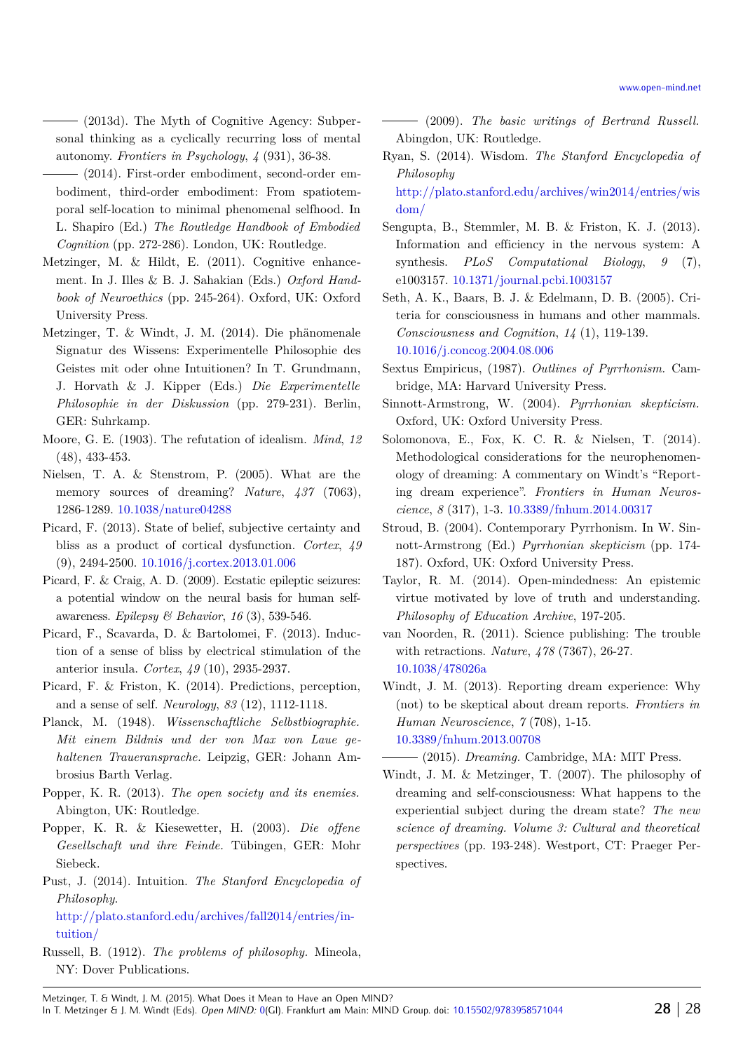——— (2013d). The Myth of Cognitive Agency: Subpersonal thinking as a cyclically recurring loss of mental autonomy. *Frontiers in Psychology*, *4* (931), 36-38.

——— (2014). First-order embodiment, second-order embodiment, third-order embodiment: From spatiotemporal self-location to minimal phenomenal selfhood. In L. Shapiro (Ed.) *The Routledge Handbook of Embodied Cognition* (pp. 272-286). London, UK: Routledge.

Metzinger, M. & Hildt, E. (2011). Cognitive enhancement. In J. Illes & B. J. Sahakian (Eds.) *Oxford Handbook of Neuroethics* (pp. 245-264). Oxford, UK: Oxford University Press.

Metzinger, T. & Windt, J. M. (2014). Die phänomenale Signatur des Wissens: Experimentelle Philosophie des Geistes mit oder ohne Intuitionen? In T. Grundmann, J. Horvath & J. Kipper (Eds.) *Die Experimentelle Philosophie in der Diskussion* (pp. 279-231). Berlin, GER: Suhrkamp.

Moore, G. E. (1903). The refutation of idealism. *Mind*, *12* (48), 433-453.

Nielsen, T. A. & Stenstrom, P. (2005). What are the memory sources of dreaming? *Nature*, *437* (7063), 1286-1289. 10.1038/nature04288

Picard, F. (2013). State of belief, subjective certainty and bliss as a product of cortical dysfunction. *Cortex*, *49* (9), 2494-2500. 10.1016/j.cortex.2013.01.006

Picard, F. & Craig, A. D. (2009). Ecstatic epileptic seizures: a potential window on the neural basis for human self-awareness. *Epilepsy & Behavior*, *16* (3), 539-546.

Picard, F., Scavarda, D. & Bartolomei, F. (2013). Induction of a sense of bliss by electrical stimulation of the anterior insula. *Cortex*, *49* (10), 2935-2937.

Picard, F. & Friston, K. (2014). Predictions, perception, and a sense of self. *Neurology*, *83* (12), 1112-1118.

Planck, M. (1948). *Wissenschaftliche Selbstbiographie. Mit einem Bildnis und der von Max von Laue gehaltenen Traueransprache.* Leipzig, GER: Johann Ambrosius Barth Verlag.

Popper, K. R. (2013). *The open society and its enemies.* Abington, UK: Routledge.

Popper, K. R. & Kiesewetter, H. (2003). *Die offene Gesellschaft und ihre Feinde.* Tübingen, GER: Mohr Siebeck.

Pust, J. (2014). Intuition. *The Stanford Encyclopedia of Philosophy.* http://plato.stanford.edu/archives/fall2014/entries/intuition/

Russell, B. (1912). *The problems of philosophy.* Mineola, NY: Dover Publications.

——— (2009). *The basic writings of Bertrand Russell.* Abingdon, UK: Routledge.

Ryan, S. (2014). Wisdom. *The Stanford Encyclopedia of Philosophy* http://plato.stanford.edu/archives/win2014/entries/wisdom/

Sengupta, B., Stemmler, M. B. & Friston, K. J. (2013). Information and efficiency in the nervous system: A synthesis. *PLoS Computational Biology*, *9* (7), e1003157. 10.1371/journal.pcbi.1003157

Seth, A. K., Baars, B. J. & Edelmann, D. B. (2005). Criteria for consciousness in humans and other mammals. *Consciousness and Cognition*, *14* (1), 119-139. 10.1016/j.concog.2004.08.006

Sextus Empiricus, (1987). *Outlines of Pyrrhonism.* Cambridge, MA: Harvard University Press.

Sinnott-Armstrong, W. (2004). *Pyrrhonian skepticism.* Oxford, UK: Oxford University Press.

Solomonova, E., Fox, K. C. R. & Nielsen, T. (2014). Methodological considerations for the neurophenomenology of dreaming: A commentary on Windt's "Reporting dream experience". *Frontiers in Human Neuroscience*, *8* (317), 1-3. 10.3389/fnhum.2014.00317

Stroud, B. (2004). Contemporary Pyrrhonism. In W. Sinnott-Armstrong (Ed.) *Pyrrhonian skepticism* (pp. 174-187). Oxford, UK: Oxford University Press.

Taylor, R. M. (2014). Open-mindedness: An epistemic virtue motivated by love of truth and understanding. *Philosophy of Education Archive*, 197-205.

van Noorden, R. (2011). Science publishing: The trouble with retractions. *Nature*, *478* (7367), 26-27. 10.1038/478026a

Windt, J. M. (2013). Reporting dream experience: Why (not) to be skeptical about dream reports. *Frontiers in Human Neuroscience*, *7* (708), 1-15. 10.3389/fnhum.2013.00708

——— (2015). *Dreaming.* Cambridge, MA: MIT Press.

Windt, J. M. & Metzinger, T. (2007). The philosophy of dreaming and self-consciousness: What happens to the experiential subject during the dream state? *The new science of dreaming. Volume 3: Cultural and theoretical perspectives* (pp. 193-248). Westport, CT: Praeger Perspectives.